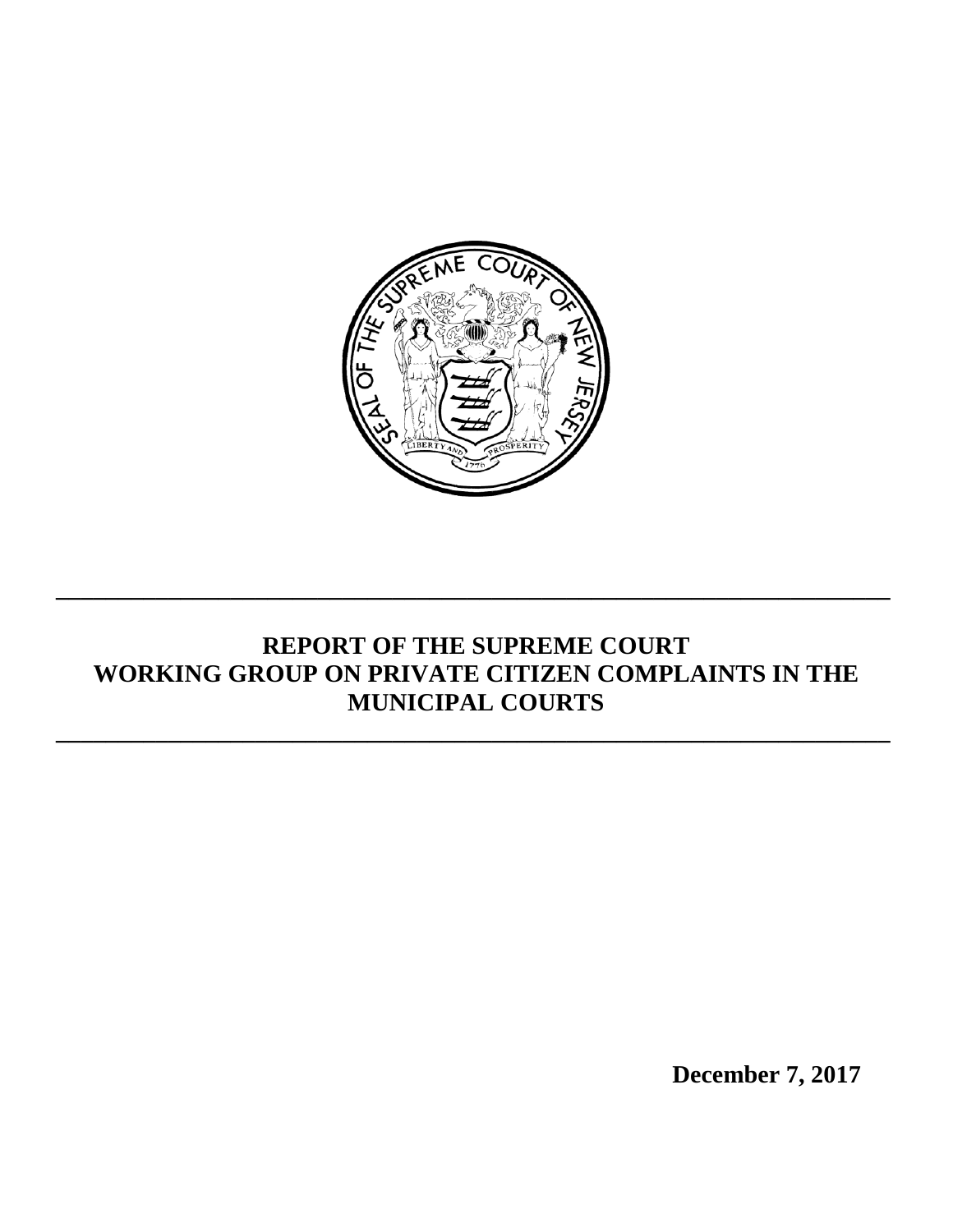# REPORT OF THE SUPREME COURT WORKING GROUP ON PRIVATE CITIZEN COMPLAINTS IN THE MUNICIPAL COURTS

**December 7, 2017**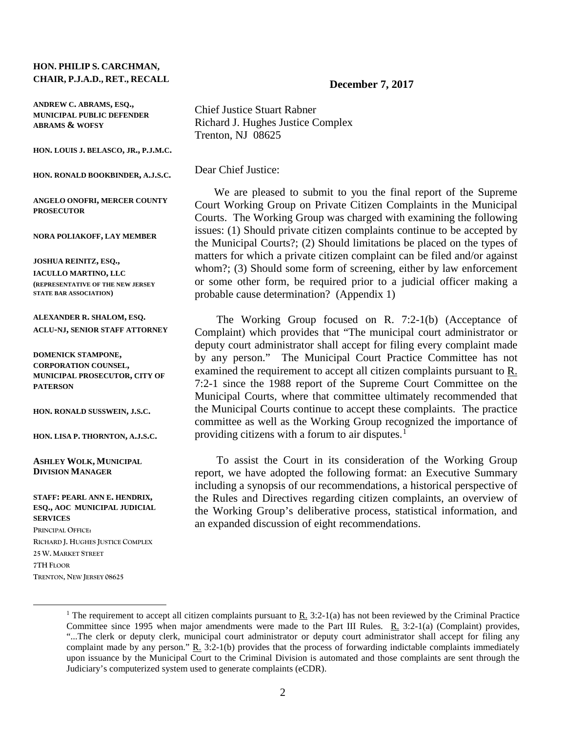**HON. PHILIP S. CARCHMAN, CHAIR, P.J.A.D., RET., RECALL**

**ANDREW C. ABRAMS, ESQ., MUNICIPAL PUBLIC DEFENDER ABRAMS & WOFSY**

**HON. LOUIS J. BELASCO, JR., P.J.M.C.**

**HON. RONALD BOOKBINDER, A.J.S.C.**

**ANGELO ONOFRI, MERCER COUNTY PROSECUTOR**

**NORA POLIAKOFF, LAY MEMBER**

**JOSHUA REINITZ, ESQ., IACULLO MARTINO, LLC (REPRESENTATIVE OF THE NEW JERSEY STATE BAR ASSOCIATION)**

**ALEXANDER R. SHALOM, ESQ. ACLU-NJ, SENIOR STAFF ATTORNEY**

**DOMENICK STAMPONE, CORPORATION COUNSEL, MUNICIPAL PROSECUTOR, CITY OF PATERSON**

**HON. RONALD SUSSWEIN, J.S.C.**

**HON. LISA P. THORNTON, A.J.S.C.**

**ASHLEY WOLK, MUNICIPAL DIVISION MANAGER**

**STAFF: PEARL ANN E. HENDRIX, ESQ., AOC MUNICIPAL JUDICIAL SERVICES**

PRINCIPAL OFFICE:
RICHARD J. HUGHES JUSTICE COMPLEX
25 W. MARKET STREET
7TH FLOOR
TRENTON, NEW JERSEY 08625

**December 7, 2017**

Chief Justice Stuart Rabner
Richard J. Hughes Justice Complex
Trenton, NJ 08625

Dear Chief Justice:

We are pleased to submit to you the final report of the Supreme Court Working Group on Private Citizen Complaints in the Municipal Courts. The Working Group was charged with examining the following issues: (1) Should private citizen complaints continue to be accepted by the Municipal Courts?; (2) Should limitations be placed on the types of matters for which a private citizen complaint can be filed and/or against whom?; (3) Should some form of screening, either by law enforcement or some other form, be required prior to a judicial officer making a probable cause determination? (Appendix 1)

The Working Group focused on R. 7:2-1(b) (Acceptance of Complaint) which provides that "The municipal court administrator or deputy court administrator shall accept for filing every complaint made by any person." The Municipal Court Practice Committee has not examined the requirement to accept all citizen complaints pursuant to R. 7:2-1 since the 1988 report of the Supreme Court Committee on the Municipal Courts, where that committee ultimately recommended that the Municipal Courts continue to accept these complaints. The practice committee as well as the Working Group recognized the importance of providing citizens with a forum to air disputes.[1]

To assist the Court in its consideration of the Working Group report, we have adopted the following format: an Executive Summary including a synopsis of our recommendations, a historical perspective of the Rules and Directives regarding citizen complaints, an overview of the Working Group's deliberative process, statistical information, and an expanded discussion of eight recommendations.

[1] The requirement to accept all citizen complaints pursuant to R. 3:2-1(a) has not been reviewed by the Criminal Practice Committee since 1995 when major amendments were made to the Part III Rules. R. 3:2-1(a) (Complaint) provides, "...The clerk or deputy clerk, municipal court administrator or deputy court administrator shall accept for filing any complaint made by any person." R. 3:2-1(b) provides that the process of forwarding indictable complaints immediately upon issuance by the Municipal Court to the Criminal Division is automated and those complaints are sent through the Judiciary's computerized system used to generate complaints (eCDR).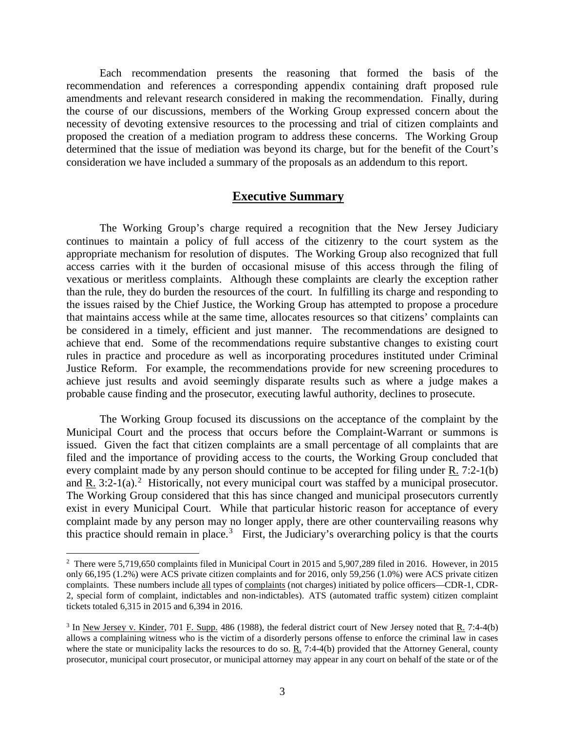Each recommendation presents the reasoning that formed the basis of the recommendation and references a corresponding appendix containing draft proposed rule amendments and relevant research considered in making the recommendation. Finally, during the course of our discussions, members of the Working Group expressed concern about the necessity of devoting extensive resources to the processing and trial of citizen complaints and proposed the creation of a mediation program to address these concerns. The Working Group determined that the issue of mediation was beyond its charge, but for the benefit of the Court's consideration we have included a summary of the proposals as an addendum to this report.

## Executive Summary

The Working Group's charge required a recognition that the New Jersey Judiciary continues to maintain a policy of full access of the citizenry to the court system as the appropriate mechanism for resolution of disputes. The Working Group also recognized that full access carries with it the burden of occasional misuse of this access through the filing of vexatious or meritless complaints. Although these complaints are clearly the exception rather than the rule, they do burden the resources of the court. In fulfilling its charge and responding to the issues raised by the Chief Justice, the Working Group has attempted to propose a procedure that maintains access while at the same time, allocates resources so that citizens' complaints can be considered in a timely, efficient and just manner. The recommendations are designed to achieve that end. Some of the recommendations require substantive changes to existing court rules in practice and procedure as well as incorporating procedures instituted under Criminal Justice Reform. For example, the recommendations provide for new screening procedures to achieve just results and avoid seemingly disparate results such as where a judge makes a probable cause finding and the prosecutor, executing lawful authority, declines to prosecute.

The Working Group focused its discussions on the acceptance of the complaint by the Municipal Court and the process that occurs before the Complaint-Warrant or summons is issued. Given the fact that citizen complaints are a small percentage of all complaints that are filed and the importance of providing access to the courts, the Working Group concluded that every complaint made by any person should continue to be accepted for filing under R. 7:2-1(b) and R. 3:2-1(a).[2] Historically, not every municipal court was staffed by a municipal prosecutor. The Working Group considered that this has since changed and municipal prosecutors currently exist in every Municipal Court. While that particular historic reason for acceptance of every complaint made by any person may no longer apply, there are other countervailing reasons why this practice should remain in place.[3] First, the Judiciary's overarching policy is that the courts

---

[2] There were 5,719,650 complaints filed in Municipal Court in 2015 and 5,907,289 filed in 2016. However, in 2015 only 66,195 (1.2%) were ACS private citizen complaints and for 2016, only 59,256 (1.0%) were ACS private citizen complaints. These numbers include all types of complaints (not charges) initiated by police officers—CDR-1, CDR-2, special form of complaint, indictables and non-indictables). ATS (automated traffic system) citizen complaint tickets totaled 6,315 in 2015 and 6,394 in 2016.

[3] In New Jersey v. Kinder, 701 F. Supp. 486 (1988), the federal district court of New Jersey noted that R. 7:4-4(b) allows a complaining witness who is the victim of a disorderly persons offense to enforce the criminal law in cases where the state or municipality lacks the resources to do so. R. 7:4-4(b) provided that the Attorney General, county prosecutor, municipal court prosecutor, or municipal attorney may appear in any court on behalf of the state or of the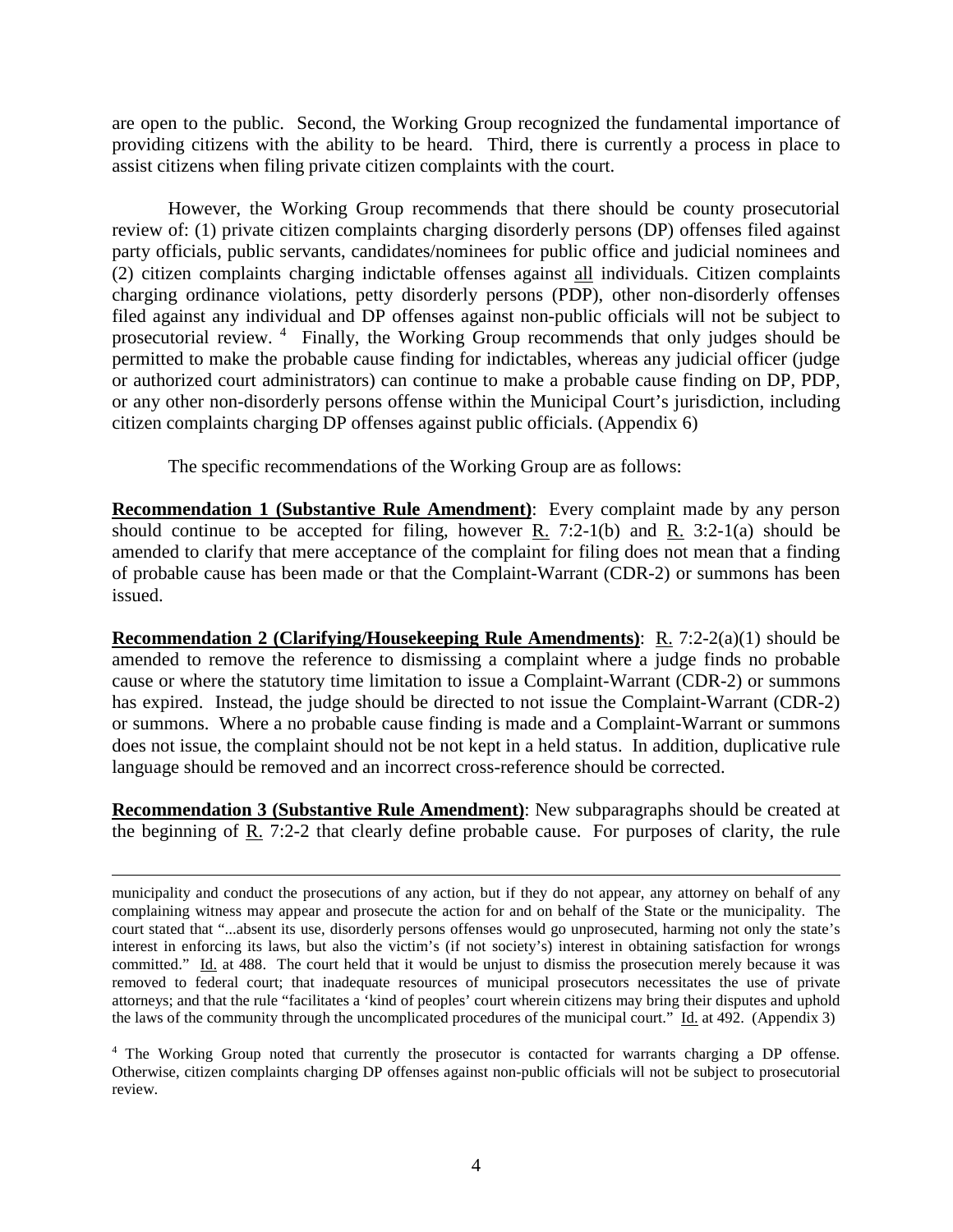are open to the public. Second, the Working Group recognized the fundamental importance of providing citizens with the ability to be heard. Third, there is currently a process in place to assist citizens when filing private citizen complaints with the court.

However, the Working Group recommends that there should be county prosecutorial review of: (1) private citizen complaints charging disorderly persons (DP) offenses filed against party officials, public servants, candidates/nominees for public office and judicial nominees and (2) citizen complaints charging indictable offenses against all individuals. Citizen complaints charging ordinance violations, petty disorderly persons (PDP), other non-disorderly offenses filed against any individual and DP offenses against non-public officials will not be subject to prosecutorial review. [4] Finally, the Working Group recommends that only judges should be permitted to make the probable cause finding for indictables, whereas any judicial officer (judge or authorized court administrators) can continue to make a probable cause finding on DP, PDP, or any other non-disorderly persons offense within the Municipal Court's jurisdiction, including citizen complaints charging DP offenses against public officials. (Appendix 6)

The specific recommendations of the Working Group are as follows:

**Recommendation 1 (Substantive Rule Amendment)**: Every complaint made by any person should continue to be accepted for filing, however R. 7:2-1(b) and R. 3:2-1(a) should be amended to clarify that mere acceptance of the complaint for filing does not mean that a finding of probable cause has been made or that the Complaint-Warrant (CDR-2) or summons has been issued.

**Recommendation 2 (Clarifying/Housekeeping Rule Amendments)**: R. 7:2-2(a)(1) should be amended to remove the reference to dismissing a complaint where a judge finds no probable cause or where the statutory time limitation to issue a Complaint-Warrant (CDR-2) or summons has expired. Instead, the judge should be directed to not issue the Complaint-Warrant (CDR-2) or summons. Where a no probable cause finding is made and a Complaint-Warrant or summons does not issue, the complaint should not be not kept in a held status. In addition, duplicative rule language should be removed and an incorrect cross-reference should be corrected.

**Recommendation 3 (Substantive Rule Amendment)**: New subparagraphs should be created at the beginning of R. 7:2-2 that clearly define probable cause. For purposes of clarity, the rule

---

municipality and conduct the prosecutions of any action, but if they do not appear, any attorney on behalf of any complaining witness may appear and prosecute the action for and on behalf of the State or the municipality. The court stated that "...absent its use, disorderly persons offenses would go unprosecuted, harming not only the state's interest in enforcing its laws, but also the victim's (if not society's) interest in obtaining satisfaction for wrongs committed." Id. at 488. The court held that it would be unjust to dismiss the prosecution merely because it was removed to federal court; that inadequate resources of municipal prosecutors necessitates the use of private attorneys; and that the rule "facilitates a 'kind of peoples' court wherein citizens may bring their disputes and uphold the laws of the community through the uncomplicated procedures of the municipal court." Id. at 492. (Appendix 3)

[4] The Working Group noted that currently the prosecutor is contacted for warrants charging a DP offense. Otherwise, citizen complaints charging DP offenses against non-public officials will not be subject to prosecutorial review.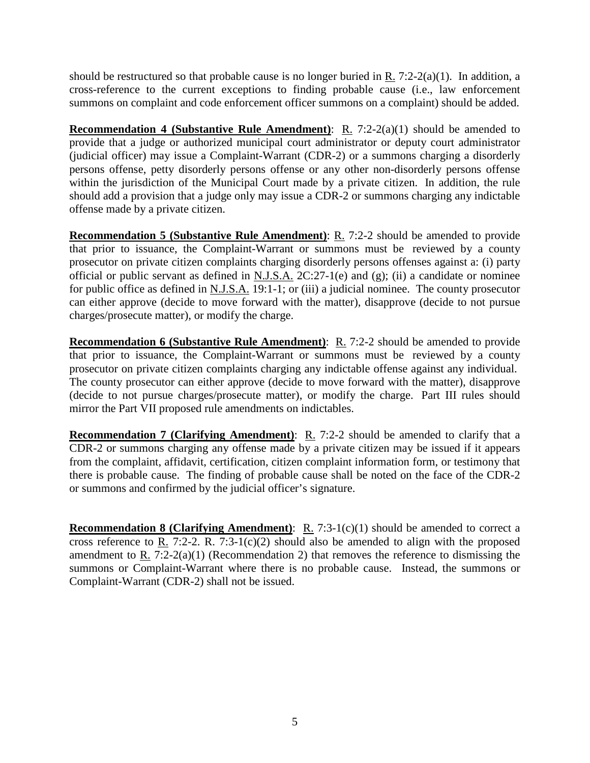should be restructured so that probable cause is no longer buried in R. 7:2-2(a)(1). In addition, a cross-reference to the current exceptions to finding probable cause (i.e., law enforcement summons on complaint and code enforcement officer summons on a complaint) should be added.

**Recommendation 4 (Substantive Rule Amendment)**: R. 7:2-2(a)(1) should be amended to provide that a judge or authorized municipal court administrator or deputy court administrator (judicial officer) may issue a Complaint-Warrant (CDR-2) or a summons charging a disorderly persons offense, petty disorderly persons offense or any other non-disorderly persons offense within the jurisdiction of the Municipal Court made by a private citizen. In addition, the rule should add a provision that a judge only may issue a CDR-2 or summons charging any indictable offense made by a private citizen.

**Recommendation 5 (Substantive Rule Amendment)**: R. 7:2-2 should be amended to provide that prior to issuance, the Complaint-Warrant or summons must be reviewed by a county prosecutor on private citizen complaints charging disorderly persons offenses against a: (i) party official or public servant as defined in N.J.S.A. 2C:27-1(e) and (g); (ii) a candidate or nominee for public office as defined in N.J.S.A. 19:1-1; or (iii) a judicial nominee. The county prosecutor can either approve (decide to move forward with the matter), disapprove (decide to not pursue charges/prosecute matter), or modify the charge.

**Recommendation 6 (Substantive Rule Amendment)**: R. 7:2-2 should be amended to provide that prior to issuance, the Complaint-Warrant or summons must be reviewed by a county prosecutor on private citizen complaints charging any indictable offense against any individual. The county prosecutor can either approve (decide to move forward with the matter), disapprove (decide to not pursue charges/prosecute matter), or modify the charge. Part III rules should mirror the Part VII proposed rule amendments on indictables.

**Recommendation 7 (Clarifying Amendment)**: R. 7:2-2 should be amended to clarify that a CDR-2 or summons charging any offense made by a private citizen may be issued if it appears from the complaint, affidavit, certification, citizen complaint information form, or testimony that there is probable cause. The finding of probable cause shall be noted on the face of the CDR-2 or summons and confirmed by the judicial officer's signature.

**Recommendation 8 (Clarifying Amendment)**: R. 7:3-1(c)(1) should be amended to correct a cross reference to R. 7:2-2. R. 7:3-1(c)(2) should also be amended to align with the proposed amendment to R. 7:2-2(a)(1) (Recommendation 2) that removes the reference to dismissing the summons or Complaint-Warrant where there is no probable cause. Instead, the summons or Complaint-Warrant (CDR-2) shall not be issued.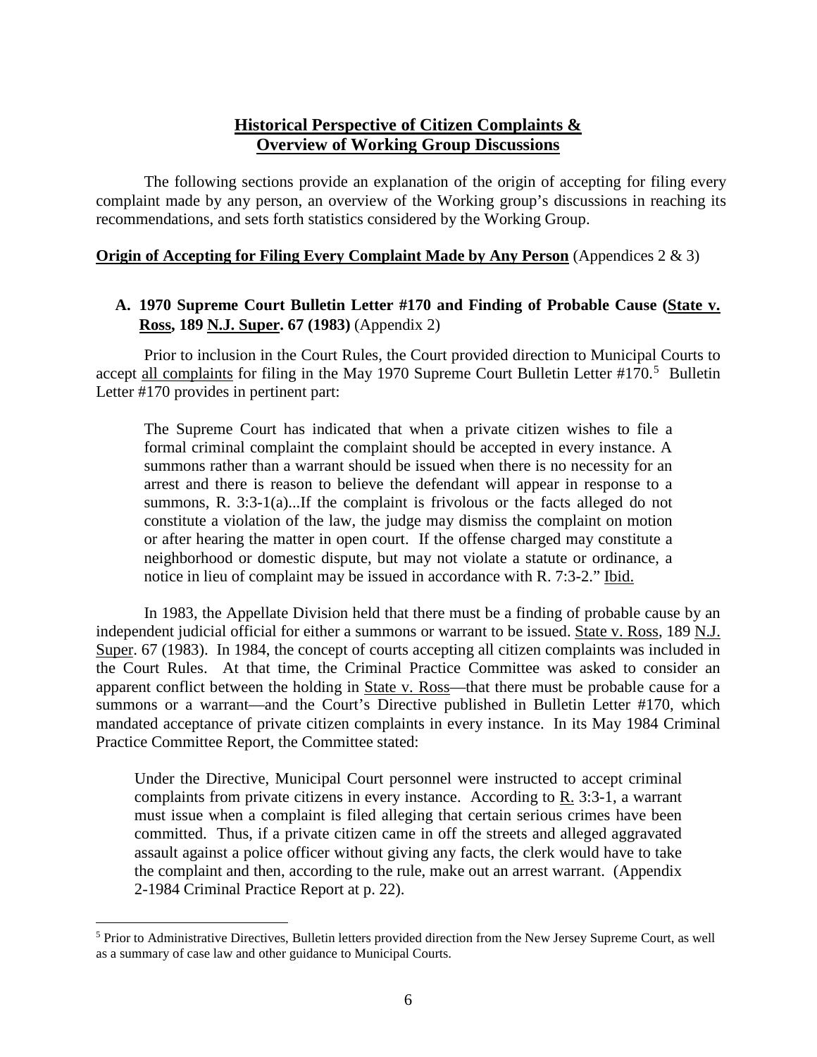## **Historical Perspective of Citizen Complaints & Overview of Working Group Discussions**

The following sections provide an explanation of the origin of accepting for filing every complaint made by any person, an overview of the Working group's discussions in reaching its recommendations, and sets forth statistics considered by the Working Group.

**Origin of Accepting for Filing Every Complaint Made by Any Person** (Appendices 2 & 3)

### **A. 1970 Supreme Court Bulletin Letter #170 and Finding of Probable Cause (State v. Ross, 189 N.J. Super. 67 (1983)** (Appendix 2)

Prior to inclusion in the Court Rules, the Court provided direction to Municipal Courts to accept all complaints for filing in the May 1970 Supreme Court Bulletin Letter #170.[5] Bulletin Letter #170 provides in pertinent part:

> The Supreme Court has indicated that when a private citizen wishes to file a formal criminal complaint the complaint should be accepted in every instance. A summons rather than a warrant should be issued when there is no necessity for an arrest and there is reason to believe the defendant will appear in response to a summons, R. 3:3-1(a)...If the complaint is frivolous or the facts alleged do not constitute a violation of the law, the judge may dismiss the complaint on motion or after hearing the matter in open court. If the offense charged may constitute a neighborhood or domestic dispute, but may not violate a statute or ordinance, a notice in lieu of complaint may be issued in accordance with R. 7:3-2." Ibid.

In 1983, the Appellate Division held that there must be a finding of probable cause by an independent judicial official for either a summons or warrant to be issued. State v. Ross, 189 N.J. Super. 67 (1983). In 1984, the concept of courts accepting all citizen complaints was included in the Court Rules. At that time, the Criminal Practice Committee was asked to consider an apparent conflict between the holding in State v. Ross—that there must be probable cause for a summons or a warrant—and the Court's Directive published in Bulletin Letter #170, which mandated acceptance of private citizen complaints in every instance. In its May 1984 Criminal Practice Committee Report, the Committee stated:

> Under the Directive, Municipal Court personnel were instructed to accept criminal complaints from private citizens in every instance. According to R. 3:3-1, a warrant must issue when a complaint is filed alleging that certain serious crimes have been committed. Thus, if a private citizen came in off the streets and alleged aggravated assault against a police officer without giving any facts, the clerk would have to take the complaint and then, according to the rule, make out an arrest warrant. (Appendix 2-1984 Criminal Practice Report at p. 22).

---

[5] Prior to Administrative Directives, Bulletin letters provided direction from the New Jersey Supreme Court, as well as a summary of case law and other guidance to Municipal Courts.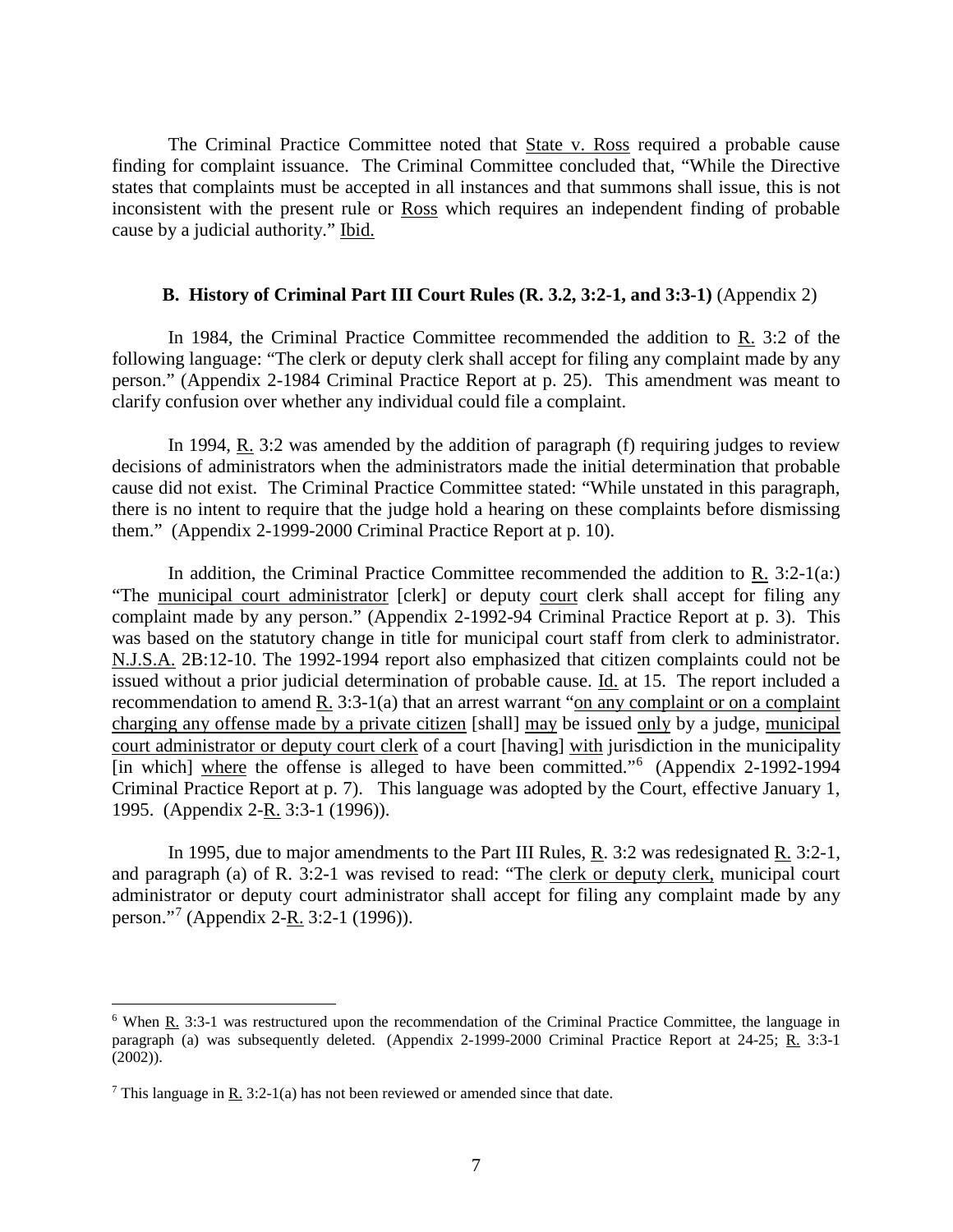The Criminal Practice Committee noted that State v. Ross required a probable cause finding for complaint issuance. The Criminal Committee concluded that, "While the Directive states that complaints must be accepted in all instances and that summons shall issue, this is not inconsistent with the present rule or Ross which requires an independent finding of probable cause by a judicial authority." Ibid.

### B. History of Criminal Part III Court Rules (R. 3.2, 3:2-1, and 3:3-1) (Appendix 2)

In 1984, the Criminal Practice Committee recommended the addition to R. 3:2 of the following language: "The clerk or deputy clerk shall accept for filing any complaint made by any person." (Appendix 2-1984 Criminal Practice Report at p. 25). This amendment was meant to clarify confusion over whether any individual could file a complaint.

In 1994, R. 3:2 was amended by the addition of paragraph (f) requiring judges to review decisions of administrators when the administrators made the initial determination that probable cause did not exist. The Criminal Practice Committee stated: "While unstated in this paragraph, there is no intent to require that the judge hold a hearing on these complaints before dismissing them." (Appendix 2-1999-2000 Criminal Practice Report at p. 10).

In addition, the Criminal Practice Committee recommended the addition to R. 3:2-1(a:) "The municipal court administrator [clerk] or deputy court clerk shall accept for filing any complaint made by any person." (Appendix 2-1992-94 Criminal Practice Report at p. 3). This was based on the statutory change in title for municipal court staff from clerk to administrator. N.J.S.A. 2B:12-10. The 1992-1994 report also emphasized that citizen complaints could not be issued without a prior judicial determination of probable cause. Id. at 15. The report included a recommendation to amend R. 3:3-1(a) that an arrest warrant "on any complaint or on a complaint charging any offense made by a private citizen [shall] may be issued only by a judge, municipal court administrator or deputy court clerk of a court [having] with jurisdiction in the municipality [in which] where the offense is alleged to have been committed."[6] (Appendix 2-1992-1994 Criminal Practice Report at p. 7). This language was adopted by the Court, effective January 1, 1995. (Appendix 2-R. 3:3-1 (1996)).

In 1995, due to major amendments to the Part III Rules, R. 3:2 was redesignated R. 3:2-1, and paragraph (a) of R. 3:2-1 was revised to read: "The clerk or deputy clerk, municipal court administrator or deputy court administrator shall accept for filing any complaint made by any person."[7] (Appendix 2-R. 3:2-1 (1996)).

---

[6] When R. 3:3-1 was restructured upon the recommendation of the Criminal Practice Committee, the language in paragraph (a) was subsequently deleted. (Appendix 2-1999-2000 Criminal Practice Report at 24-25; R. 3:3-1 (2002)).

[7] This language in R. 3:2-1(a) has not been reviewed or amended since that date.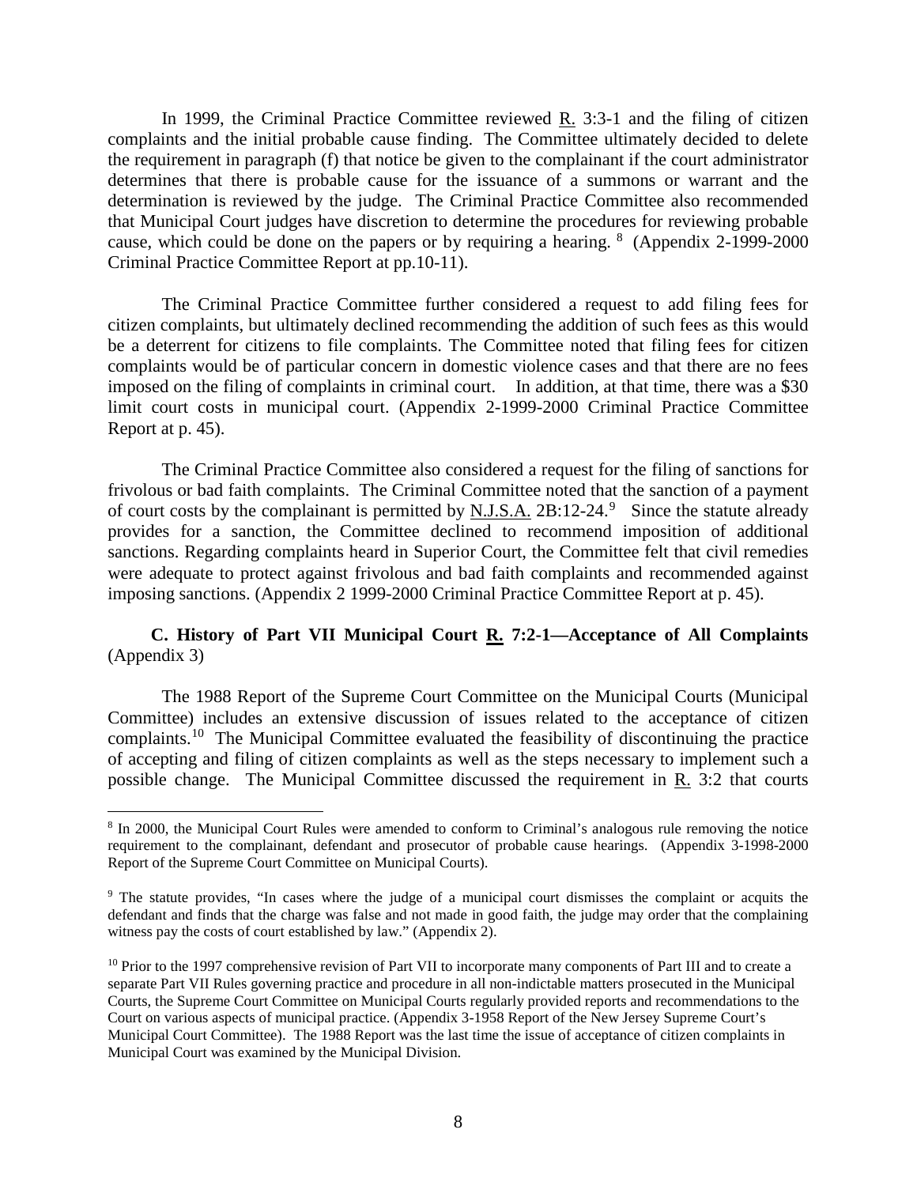In 1999, the Criminal Practice Committee reviewed R. 3:3-1 and the filing of citizen complaints and the initial probable cause finding. The Committee ultimately decided to delete the requirement in paragraph (f) that notice be given to the complainant if the court administrator determines that there is probable cause for the issuance of a summons or warrant and the determination is reviewed by the judge. The Criminal Practice Committee also recommended that Municipal Court judges have discretion to determine the procedures for reviewing probable cause, which could be done on the papers or by requiring a hearing. [8] (Appendix 2-1999-2000 Criminal Practice Committee Report at pp.10-11).

The Criminal Practice Committee further considered a request to add filing fees for citizen complaints, but ultimately declined recommending the addition of such fees as this would be a deterrent for citizens to file complaints. The Committee noted that filing fees for citizen complaints would be of particular concern in domestic violence cases and that there are no fees imposed on the filing of complaints in criminal court. In addition, at that time, there was a $30 limit court costs in municipal court. (Appendix 2-1999-2000 Criminal Practice Committee Report at p. 45).

The Criminal Practice Committee also considered a request for the filing of sanctions for frivolous or bad faith complaints. The Criminal Committee noted that the sanction of a payment of court costs by the complainant is permitted by N.J.S.A. 2B:12-24.[9] Since the statute already provides for a sanction, the Committee declined to recommend imposition of additional sanctions. Regarding complaints heard in Superior Court, the Committee felt that civil remedies were adequate to protect against frivolous and bad faith complaints and recommended against imposing sanctions. (Appendix 2 1999-2000 Criminal Practice Committee Report at p. 45).

### C. History of Part VII Municipal Court R. 7:2-1—Acceptance of All Complaints (Appendix 3)

The 1988 Report of the Supreme Court Committee on the Municipal Courts (Municipal Committee) includes an extensive discussion of issues related to the acceptance of citizen complaints.[10] The Municipal Committee evaluated the feasibility of discontinuing the practice of accepting and filing of citizen complaints as well as the steps necessary to implement such a possible change. The Municipal Committee discussed the requirement in R. 3:2 that courts

---

[8] In 2000, the Municipal Court Rules were amended to conform to Criminal's analogous rule removing the notice requirement to the complainant, defendant and prosecutor of probable cause hearings. (Appendix 3-1998-2000 Report of the Supreme Court Committee on Municipal Courts).

[9] The statute provides, "In cases where the judge of a municipal court dismisses the complaint or acquits the defendant and finds that the charge was false and not made in good faith, the judge may order that the complaining witness pay the costs of court established by law." (Appendix 2).

[10] Prior to the 1997 comprehensive revision of Part VII to incorporate many components of Part III and to create a separate Part VII Rules governing practice and procedure in all non-indictable matters prosecuted in the Municipal Courts, the Supreme Court Committee on Municipal Courts regularly provided reports and recommendations to the Court on various aspects of municipal practice. (Appendix 3-1958 Report of the New Jersey Supreme Court's Municipal Court Committee). The 1988 Report was the last time the issue of acceptance of citizen complaints in Municipal Court was examined by the Municipal Division.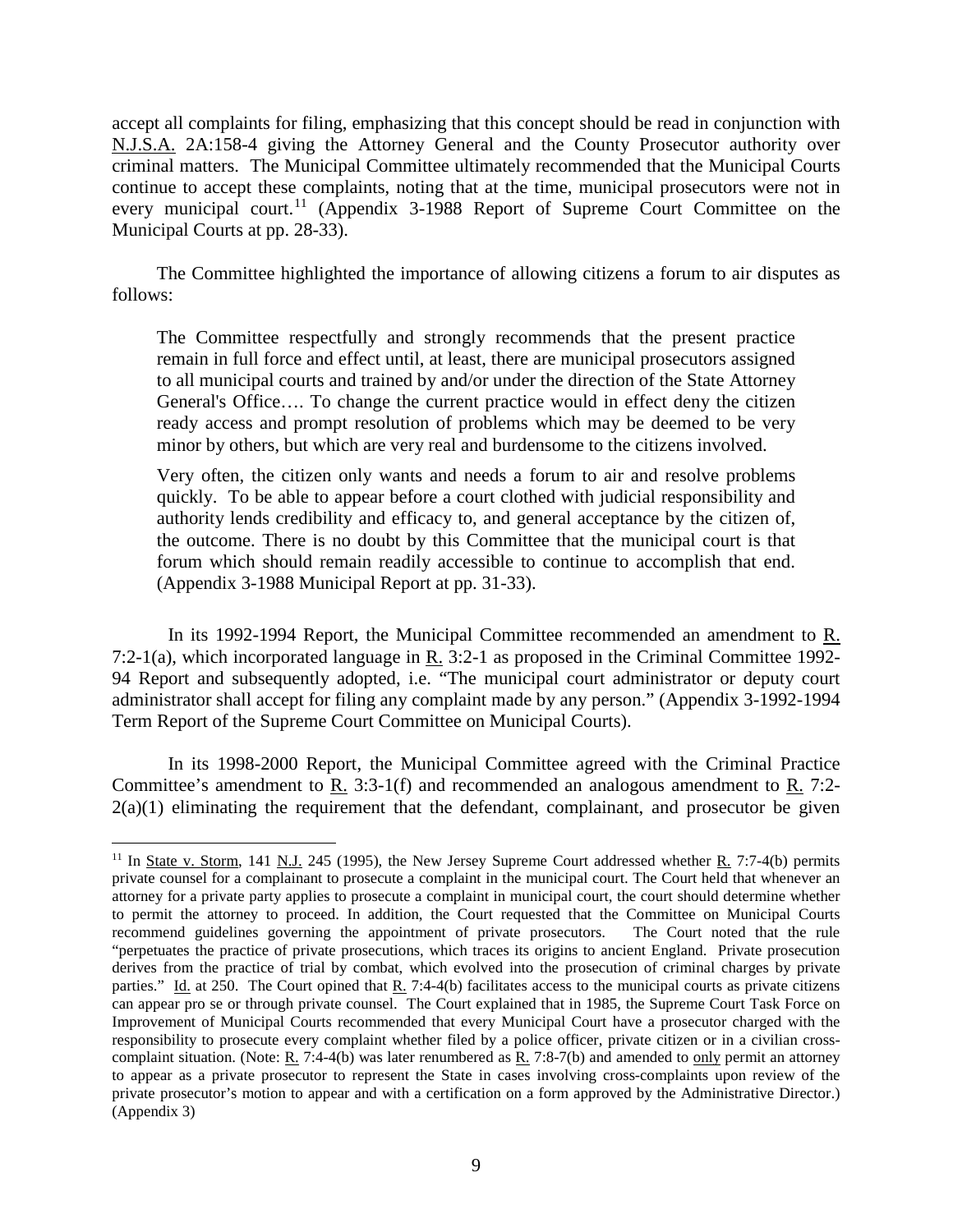accept all complaints for filing, emphasizing that this concept should be read in conjunction with N.J.S.A. 2A:158-4 giving the Attorney General and the County Prosecutor authority over criminal matters. The Municipal Committee ultimately recommended that the Municipal Courts continue to accept these complaints, noting that at the time, municipal prosecutors were not in every municipal court.[11] (Appendix 3-1988 Report of Supreme Court Committee on the Municipal Courts at pp. 28-33).

The Committee highlighted the importance of allowing citizens a forum to air disputes as follows:

> The Committee respectfully and strongly recommends that the present practice remain in full force and effect until, at least, there are municipal prosecutors assigned to all municipal courts and trained by and/or under the direction of the State Attorney General's Office…. To change the current practice would in effect deny the citizen ready access and prompt resolution of problems which may be deemed to be very minor by others, but which are very real and burdensome to the citizens involved.
>
> Very often, the citizen only wants and needs a forum to air and resolve problems quickly. To be able to appear before a court clothed with judicial responsibility and authority lends credibility and efficacy to, and general acceptance by the citizen of, the outcome. There is no doubt by this Committee that the municipal court is that forum which should remain readily accessible to continue to accomplish that end. (Appendix 3-1988 Municipal Report at pp. 31-33).

In its 1992-1994 Report, the Municipal Committee recommended an amendment to R. 7:2-1(a), which incorporated language in R. 3:2-1 as proposed in the Criminal Committee 1992-94 Report and subsequently adopted, i.e. "The municipal court administrator or deputy court administrator shall accept for filing any complaint made by any person." (Appendix 3-1992-1994 Term Report of the Supreme Court Committee on Municipal Courts).

In its 1998-2000 Report, the Municipal Committee agreed with the Criminal Practice Committee's amendment to R. 3:3-1(f) and recommended an analogous amendment to R. 7:2-2(a)(1) eliminating the requirement that the defendant, complainant, and prosecutor be given

---

[11] In State v. Storm, 141 N.J. 245 (1995), the New Jersey Supreme Court addressed whether R. 7:7-4(b) permits private counsel for a complainant to prosecute a complaint in the municipal court. The Court held that whenever an attorney for a private party applies to prosecute a complaint in municipal court, the court should determine whether to permit the attorney to proceed. In addition, the Court requested that the Committee on Municipal Courts recommend guidelines governing the appointment of private prosecutors. The Court noted that the rule "perpetuates the practice of private prosecutions, which traces its origins to ancient England. Private prosecution derives from the practice of trial by combat, which evolved into the prosecution of criminal charges by private parties." Id. at 250. The Court opined that R. 7:4-4(b) facilitates access to the municipal courts as private citizens can appear pro se or through private counsel. The Court explained that in 1985, the Supreme Court Task Force on Improvement of Municipal Courts recommended that every Municipal Court have a prosecutor charged with the responsibility to prosecute every complaint whether filed by a police officer, private citizen or in a civilian cross-complaint situation. (Note: R. 7:4-4(b) was later renumbered as R. 7:8-7(b) and amended to only permit an attorney to appear as a private prosecutor to represent the State in cases involving cross-complaints upon review of the private prosecutor's motion to appear and with a certification on a form approved by the Administrative Director.) (Appendix 3)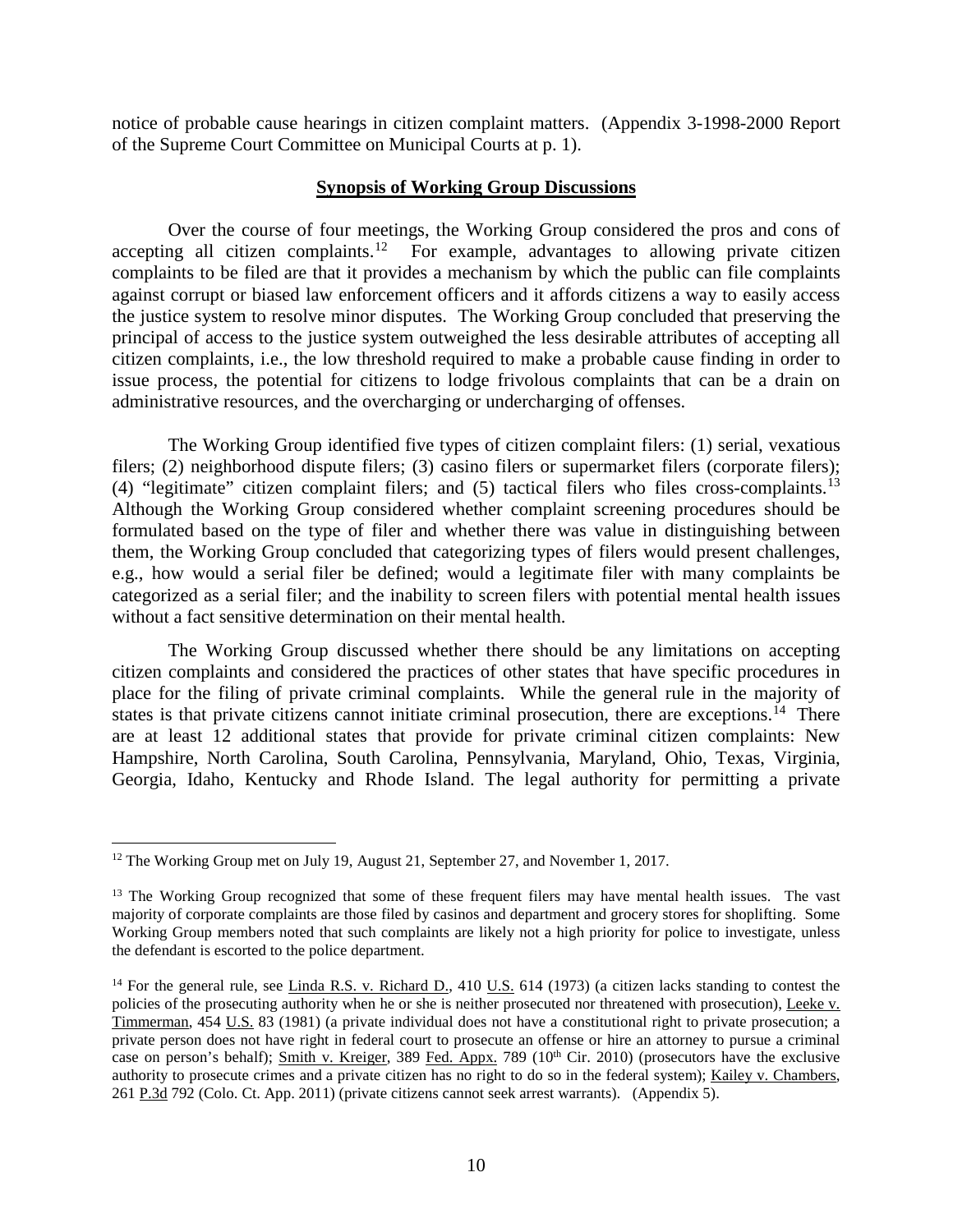notice of probable cause hearings in citizen complaint matters. (Appendix 3-1998-2000 Report of the Supreme Court Committee on Municipal Courts at p. 1).

## Synopsis of Working Group Discussions

Over the course of four meetings, the Working Group considered the pros and cons of accepting all citizen complaints.[12] For example, advantages to allowing private citizen complaints to be filed are that it provides a mechanism by which the public can file complaints against corrupt or biased law enforcement officers and it affords citizens a way to easily access the justice system to resolve minor disputes. The Working Group concluded that preserving the principal of access to the justice system outweighed the less desirable attributes of accepting all citizen complaints, i.e., the low threshold required to make a probable cause finding in order to issue process, the potential for citizens to lodge frivolous complaints that can be a drain on administrative resources, and the overcharging or undercharging of offenses.

The Working Group identified five types of citizen complaint filers: (1) serial, vexatious filers; (2) neighborhood dispute filers; (3) casino filers or supermarket filers (corporate filers); (4) "legitimate" citizen complaint filers; and (5) tactical filers who files cross-complaints.[13] Although the Working Group considered whether complaint screening procedures should be formulated based on the type of filer and whether there was value in distinguishing between them, the Working Group concluded that categorizing types of filers would present challenges, e.g., how would a serial filer be defined; would a legitimate filer with many complaints be categorized as a serial filer; and the inability to screen filers with potential mental health issues without a fact sensitive determination on their mental health.

The Working Group discussed whether there should be any limitations on accepting citizen complaints and considered the practices of other states that have specific procedures in place for the filing of private criminal complaints. While the general rule in the majority of states is that private citizens cannot initiate criminal prosecution, there are exceptions.[14] There are at least 12 additional states that provide for private criminal citizen complaints: New Hampshire, North Carolina, South Carolina, Pennsylvania, Maryland, Ohio, Texas, Virginia, Georgia, Idaho, Kentucky and Rhode Island. The legal authority for permitting a private

---

[12] The Working Group met on July 19, August 21, September 27, and November 1, 2017.

[13] The Working Group recognized that some of these frequent filers may have mental health issues. The vast majority of corporate complaints are those filed by casinos and department and grocery stores for shoplifting. Some Working Group members noted that such complaints are likely not a high priority for police to investigate, unless the defendant is escorted to the police department.

[14] For the general rule, see Linda R.S. v. Richard D., 410 U.S. 614 (1973) (a citizen lacks standing to contest the policies of the prosecuting authority when he or she is neither prosecuted nor threatened with prosecution), Leeke v. Timmerman, 454 U.S. 83 (1981) (a private individual does not have a constitutional right to private prosecution; a private person does not have right in federal court to prosecute an offense or hire an attorney to pursue a criminal case on person's behalf); Smith v. Kreiger, 389 Fed. Appx. 789 (10th Cir. 2010) (prosecutors have the exclusive authority to prosecute crimes and a private citizen has no right to do so in the federal system); Kailey v. Chambers, 261 P.3d 792 (Colo. Ct. App. 2011) (private citizens cannot seek arrest warrants). (Appendix 5).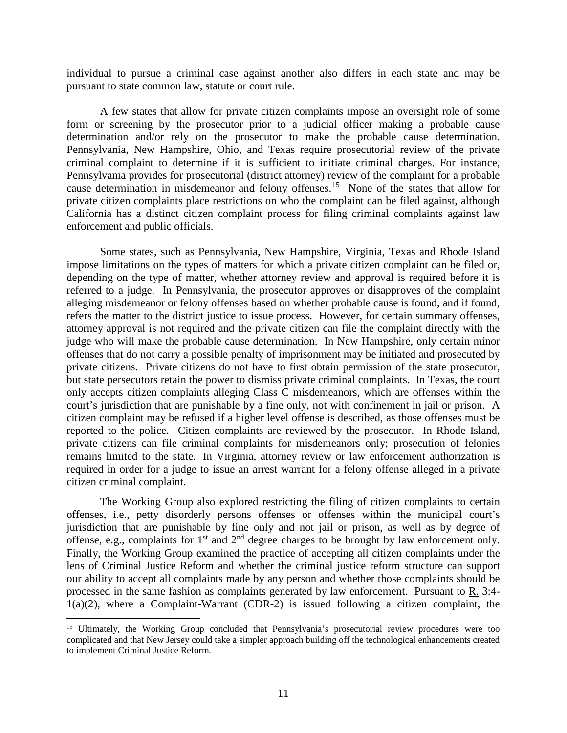individual to pursue a criminal case against another also differs in each state and may be pursuant to state common law, statute or court rule.

A few states that allow for private citizen complaints impose an oversight role of some form or screening by the prosecutor prior to a judicial officer making a probable cause determination and/or rely on the prosecutor to make the probable cause determination. Pennsylvania, New Hampshire, Ohio, and Texas require prosecutorial review of the private criminal complaint to determine if it is sufficient to initiate criminal charges. For instance, Pennsylvania provides for prosecutorial (district attorney) review of the complaint for a probable cause determination in misdemeanor and felony offenses.[15] None of the states that allow for private citizen complaints place restrictions on who the complaint can be filed against, although California has a distinct citizen complaint process for filing criminal complaints against law enforcement and public officials.

Some states, such as Pennsylvania, New Hampshire, Virginia, Texas and Rhode Island impose limitations on the types of matters for which a private citizen complaint can be filed or, depending on the type of matter, whether attorney review and approval is required before it is referred to a judge. In Pennsylvania, the prosecutor approves or disapproves of the complaint alleging misdemeanor or felony offenses based on whether probable cause is found, and if found, refers the matter to the district justice to issue process. However, for certain summary offenses, attorney approval is not required and the private citizen can file the complaint directly with the judge who will make the probable cause determination. In New Hampshire, only certain minor offenses that do not carry a possible penalty of imprisonment may be initiated and prosecuted by private citizens. Private citizens do not have to first obtain permission of the state prosecutor, but state persecutors retain the power to dismiss private criminal complaints. In Texas, the court only accepts citizen complaints alleging Class C misdemeanors, which are offenses within the court's jurisdiction that are punishable by a fine only, not with confinement in jail or prison. A citizen complaint may be refused if a higher level offense is described, as those offenses must be reported to the police. Citizen complaints are reviewed by the prosecutor. In Rhode Island, private citizens can file criminal complaints for misdemeanors only; prosecution of felonies remains limited to the state. In Virginia, attorney review or law enforcement authorization is required in order for a judge to issue an arrest warrant for a felony offense alleged in a private citizen criminal complaint.

The Working Group also explored restricting the filing of citizen complaints to certain offenses, i.e., petty disorderly persons offenses or offenses within the municipal court's jurisdiction that are punishable by fine only and not jail or prison, as well as by degree of offense, e.g., complaints for 1st and 2nd degree charges to be brought by law enforcement only. Finally, the Working Group examined the practice of accepting all citizen complaints under the lens of Criminal Justice Reform and whether the criminal justice reform structure can support our ability to accept all complaints made by any person and whether those complaints should be processed in the same fashion as complaints generated by law enforcement. Pursuant to R. 3:4-1(a)(2), where a Complaint-Warrant (CDR-2) is issued following a citizen complaint, the

[15] Ultimately, the Working Group concluded that Pennsylvania's prosecutorial review procedures were too complicated and that New Jersey could take a simpler approach building off the technological enhancements created to implement Criminal Justice Reform.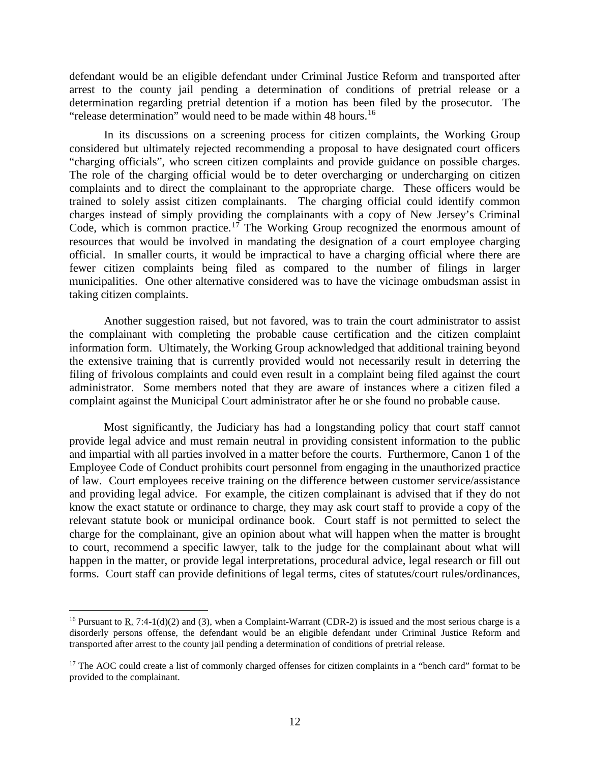defendant would be an eligible defendant under Criminal Justice Reform and transported after arrest to the county jail pending a determination of conditions of pretrial release or a determination regarding pretrial detention if a motion has been filed by the prosecutor. The "release determination" would need to be made within 48 hours.[16]

In its discussions on a screening process for citizen complaints, the Working Group considered but ultimately rejected recommending a proposal to have designated court officers "charging officials", who screen citizen complaints and provide guidance on possible charges. The role of the charging official would be to deter overcharging or undercharging on citizen complaints and to direct the complainant to the appropriate charge. These officers would be trained to solely assist citizen complainants. The charging official could identify common charges instead of simply providing the complainants with a copy of New Jersey's Criminal Code, which is common practice.[17] The Working Group recognized the enormous amount of resources that would be involved in mandating the designation of a court employee charging official. In smaller courts, it would be impractical to have a charging official where there are fewer citizen complaints being filed as compared to the number of filings in larger municipalities. One other alternative considered was to have the vicinage ombudsman assist in taking citizen complaints.

Another suggestion raised, but not favored, was to train the court administrator to assist the complainant with completing the probable cause certification and the citizen complaint information form. Ultimately, the Working Group acknowledged that additional training beyond the extensive training that is currently provided would not necessarily result in deterring the filing of frivolous complaints and could even result in a complaint being filed against the court administrator. Some members noted that they are aware of instances where a citizen filed a complaint against the Municipal Court administrator after he or she found no probable cause.

Most significantly, the Judiciary has had a longstanding policy that court staff cannot provide legal advice and must remain neutral in providing consistent information to the public and impartial with all parties involved in a matter before the courts. Furthermore, Canon 1 of the Employee Code of Conduct prohibits court personnel from engaging in the unauthorized practice of law. Court employees receive training on the difference between customer service/assistance and providing legal advice. For example, the citizen complainant is advised that if they do not know the exact statute or ordinance to charge, they may ask court staff to provide a copy of the relevant statute book or municipal ordinance book. Court staff is not permitted to select the charge for the complainant, give an opinion about what will happen when the matter is brought to court, recommend a specific lawyer, talk to the judge for the complainant about what will happen in the matter, or provide legal interpretations, procedural advice, legal research or fill out forms. Court staff can provide definitions of legal terms, cites of statutes/court rules/ordinances,

---

[16] Pursuant to R. 7:4-1(d)(2) and (3), when a Complaint-Warrant (CDR-2) is issued and the most serious charge is a disorderly persons offense, the defendant would be an eligible defendant under Criminal Justice Reform and transported after arrest to the county jail pending a determination of conditions of pretrial release.

[17] The AOC could create a list of commonly charged offenses for citizen complaints in a "bench card" format to be provided to the complainant.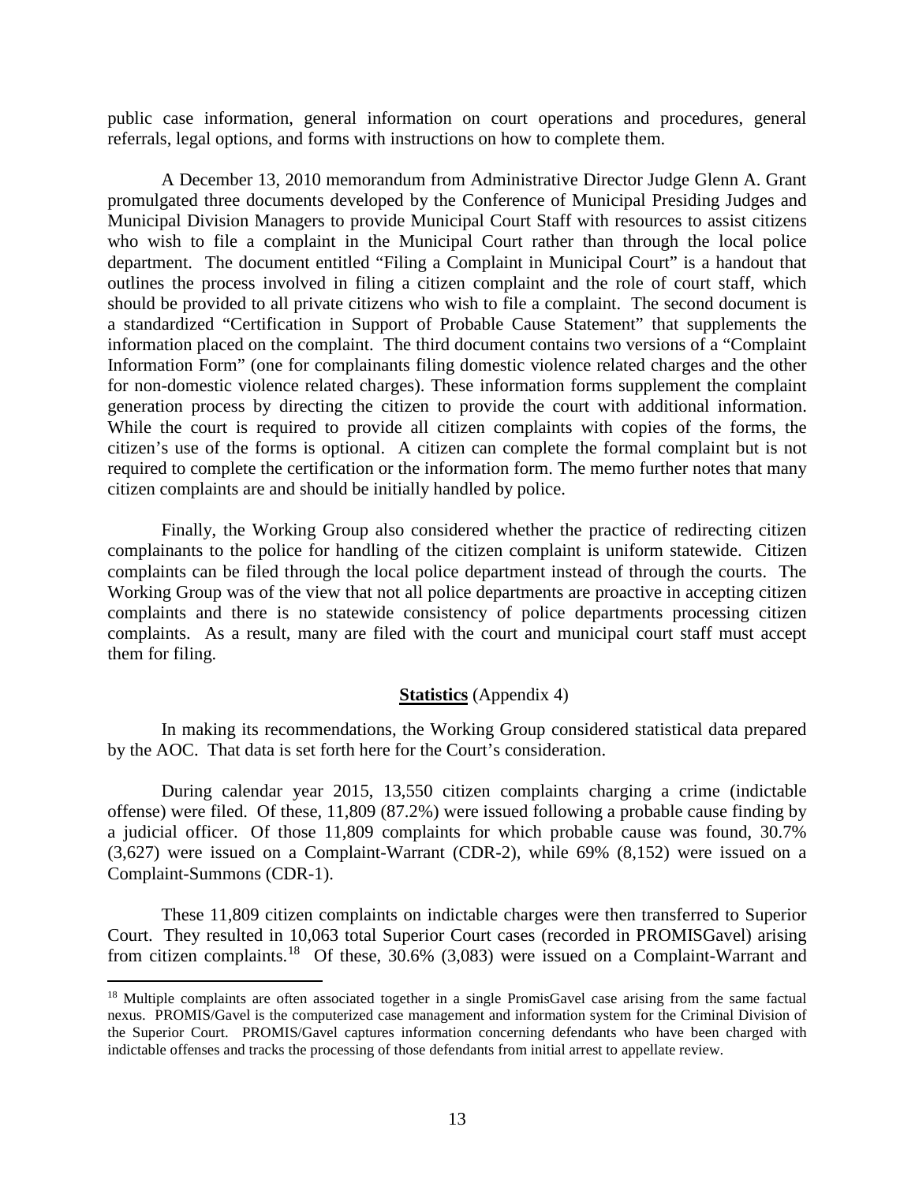public case information, general information on court operations and procedures, general referrals, legal options, and forms with instructions on how to complete them.

A December 13, 2010 memorandum from Administrative Director Judge Glenn A. Grant promulgated three documents developed by the Conference of Municipal Presiding Judges and Municipal Division Managers to provide Municipal Court Staff with resources to assist citizens who wish to file a complaint in the Municipal Court rather than through the local police department. The document entitled "Filing a Complaint in Municipal Court" is a handout that outlines the process involved in filing a citizen complaint and the role of court staff, which should be provided to all private citizens who wish to file a complaint. The second document is a standardized "Certification in Support of Probable Cause Statement" that supplements the information placed on the complaint. The third document contains two versions of a "Complaint Information Form" (one for complainants filing domestic violence related charges and the other for non-domestic violence related charges). These information forms supplement the complaint generation process by directing the citizen to provide the court with additional information. While the court is required to provide all citizen complaints with copies of the forms, the citizen's use of the forms is optional. A citizen can complete the formal complaint but is not required to complete the certification or the information form. The memo further notes that many citizen complaints are and should be initially handled by police.

Finally, the Working Group also considered whether the practice of redirecting citizen complainants to the police for handling of the citizen complaint is uniform statewide. Citizen complaints can be filed through the local police department instead of through the courts. The Working Group was of the view that not all police departments are proactive in accepting citizen complaints and there is no statewide consistency of police departments processing citizen complaints. As a result, many are filed with the court and municipal court staff must accept them for filing.

**Statistics** (Appendix 4)

In making its recommendations, the Working Group considered statistical data prepared by the AOC. That data is set forth here for the Court's consideration.

During calendar year 2015, 13,550 citizen complaints charging a crime (indictable offense) were filed. Of these, 11,809 (87.2%) were issued following a probable cause finding by a judicial officer. Of those 11,809 complaints for which probable cause was found, 30.7% (3,627) were issued on a Complaint-Warrant (CDR-2), while 69% (8,152) were issued on a Complaint-Summons (CDR-1).

These 11,809 citizen complaints on indictable charges were then transferred to Superior Court. They resulted in 10,063 total Superior Court cases (recorded in PROMISGavel) arising from citizen complaints.[18] Of these, 30.6% (3,083) were issued on a Complaint-Warrant and

[18] Multiple complaints are often associated together in a single PromisGavel case arising from the same factual nexus. PROMIS/Gavel is the computerized case management and information system for the Criminal Division of the Superior Court. PROMIS/Gavel captures information concerning defendants who have been charged with indictable offenses and tracks the processing of those defendants from initial arrest to appellate review.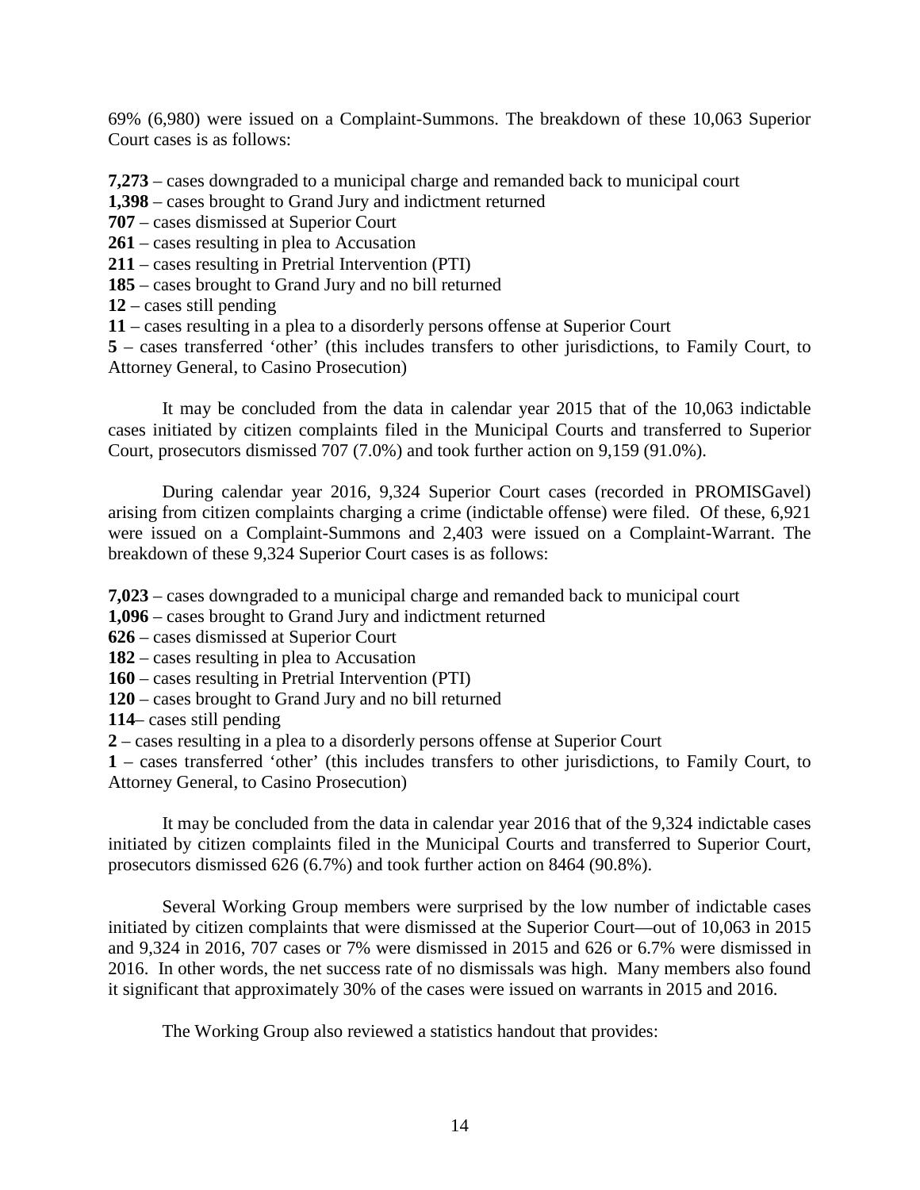69% (6,980) were issued on a Complaint-Summons. The breakdown of these 10,063 Superior Court cases is as follows:

**7,273** – cases downgraded to a municipal charge and remanded back to municipal court
**1,398** – cases brought to Grand Jury and indictment returned
**707** – cases dismissed at Superior Court
**261** – cases resulting in plea to Accusation
**211** – cases resulting in Pretrial Intervention (PTI)
**185** – cases brought to Grand Jury and no bill returned
**12** – cases still pending
**11** – cases resulting in a plea to a disorderly persons offense at Superior Court
**5** – cases transferred 'other' (this includes transfers to other jurisdictions, to Family Court, to Attorney General, to Casino Prosecution)

It may be concluded from the data in calendar year 2015 that of the 10,063 indictable cases initiated by citizen complaints filed in the Municipal Courts and transferred to Superior Court, prosecutors dismissed 707 (7.0%) and took further action on 9,159 (91.0%).

During calendar year 2016, 9,324 Superior Court cases (recorded in PROMISGavel) arising from citizen complaints charging a crime (indictable offense) were filed. Of these, 6,921 were issued on a Complaint-Summons and 2,403 were issued on a Complaint-Warrant. The breakdown of these 9,324 Superior Court cases is as follows:

**7,023** – cases downgraded to a municipal charge and remanded back to municipal court
**1,096** – cases brought to Grand Jury and indictment returned
**626** – cases dismissed at Superior Court
**182** – cases resulting in plea to Accusation
**160** – cases resulting in Pretrial Intervention (PTI)
**120** – cases brought to Grand Jury and no bill returned
**114**– cases still pending
**2** – cases resulting in a plea to a disorderly persons offense at Superior Court
**1** – cases transferred 'other' (this includes transfers to other jurisdictions, to Family Court, to Attorney General, to Casino Prosecution)

It may be concluded from the data in calendar year 2016 that of the 9,324 indictable cases initiated by citizen complaints filed in the Municipal Courts and transferred to Superior Court, prosecutors dismissed 626 (6.7%) and took further action on 8464 (90.8%).

Several Working Group members were surprised by the low number of indictable cases initiated by citizen complaints that were dismissed at the Superior Court—out of 10,063 in 2015 and 9,324 in 2016, 707 cases or 7% were dismissed in 2015 and 626 or 6.7% were dismissed in 2016. In other words, the net success rate of no dismissals was high. Many members also found it significant that approximately 30% of the cases were issued on warrants in 2015 and 2016.

The Working Group also reviewed a statistics handout that provides: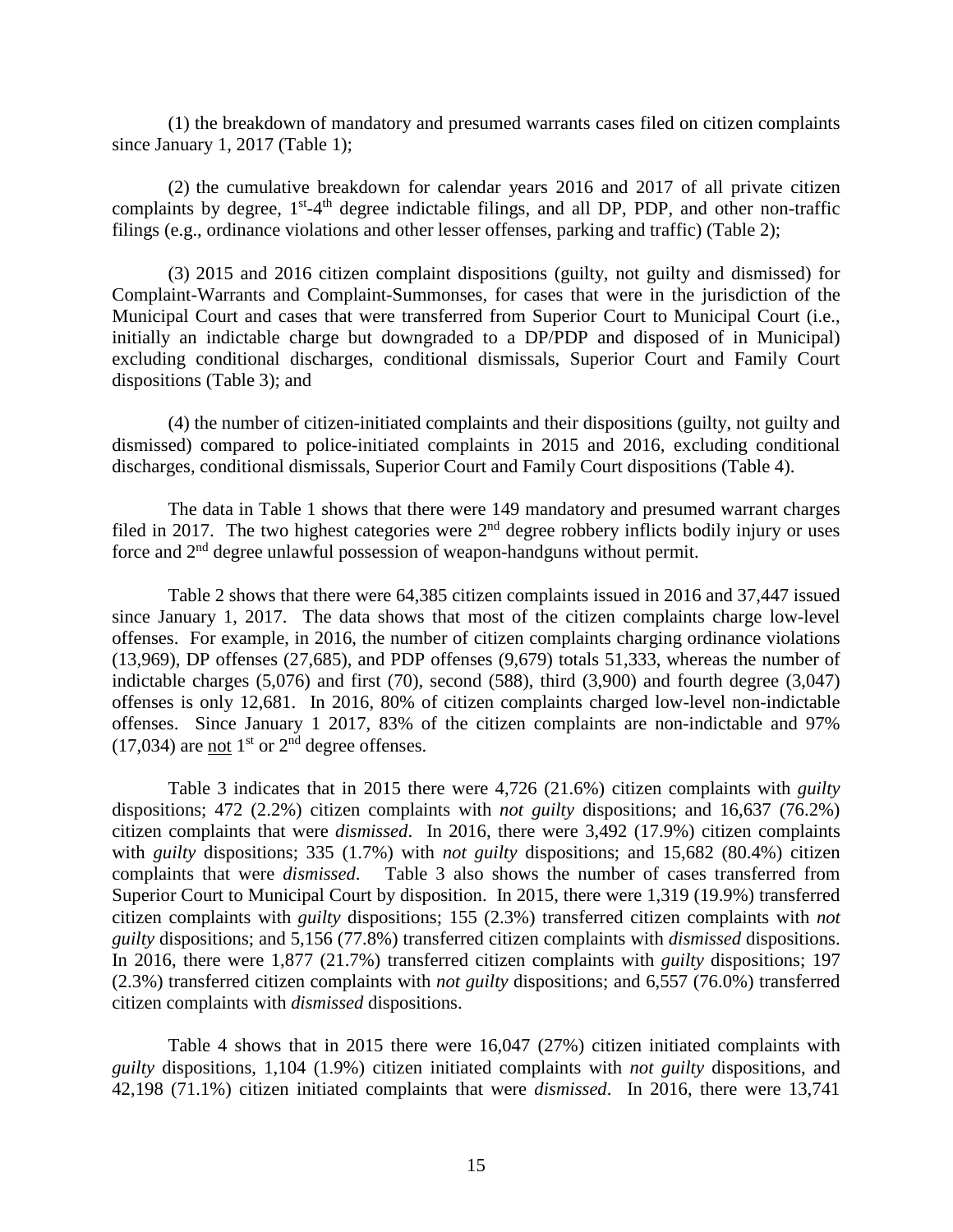(1) the breakdown of mandatory and presumed warrants cases filed on citizen complaints since January 1, 2017 (Table 1);

(2) the cumulative breakdown for calendar years 2016 and 2017 of all private citizen complaints by degree, 1st-4th degree indictable filings, and all DP, PDP, and other non-traffic filings (e.g., ordinance violations and other lesser offenses, parking and traffic) (Table 2);

(3) 2015 and 2016 citizen complaint dispositions (guilty, not guilty and dismissed) for Complaint-Warrants and Complaint-Summonses, for cases that were in the jurisdiction of the Municipal Court and cases that were transferred from Superior Court to Municipal Court (i.e., initially an indictable charge but downgraded to a DP/PDP and disposed of in Municipal) excluding conditional discharges, conditional dismissals, Superior Court and Family Court dispositions (Table 3); and

(4) the number of citizen-initiated complaints and their dispositions (guilty, not guilty and dismissed) compared to police-initiated complaints in 2015 and 2016, excluding conditional discharges, conditional dismissals, Superior Court and Family Court dispositions (Table 4).

The data in Table 1 shows that there were 149 mandatory and presumed warrant charges filed in 2017. The two highest categories were 2nd degree robbery inflicts bodily injury or uses force and 2nd degree unlawful possession of weapon-handguns without permit.

Table 2 shows that there were 64,385 citizen complaints issued in 2016 and 37,447 issued since January 1, 2017. The data shows that most of the citizen complaints charge low-level offenses. For example, in 2016, the number of citizen complaints charging ordinance violations (13,969), DP offenses (27,685), and PDP offenses (9,679) totals 51,333, whereas the number of indictable charges (5,076) and first (70), second (588), third (3,900) and fourth degree (3,047) offenses is only 12,681. In 2016, 80% of citizen complaints charged low-level non-indictable offenses. Since January 1 2017, 83% of the citizen complaints are non-indictable and 97% (17,034) are not 1st or 2nd degree offenses.

Table 3 indicates that in 2015 there were 4,726 (21.6%) citizen complaints with *guilty* dispositions; 472 (2.2%) citizen complaints with *not guilty* dispositions; and 16,637 (76.2%) citizen complaints that were *dismissed*. In 2016, there were 3,492 (17.9%) citizen complaints with *guilty* dispositions; 335 (1.7%) with *not guilty* dispositions; and 15,682 (80.4%) citizen complaints that were *dismissed*. Table 3 also shows the number of cases transferred from Superior Court to Municipal Court by disposition. In 2015, there were 1,319 (19.9%) transferred citizen complaints with *guilty* dispositions; 155 (2.3%) transferred citizen complaints with *not guilty* dispositions; and 5,156 (77.8%) transferred citizen complaints with *dismissed* dispositions. In 2016, there were 1,877 (21.7%) transferred citizen complaints with *guilty* dispositions; 197 (2.3%) transferred citizen complaints with *not guilty* dispositions; and 6,557 (76.0%) transferred citizen complaints with *dismissed* dispositions.

Table 4 shows that in 2015 there were 16,047 (27%) citizen initiated complaints with *guilty* dispositions, 1,104 (1.9%) citizen initiated complaints with *not guilty* dispositions, and 42,198 (71.1%) citizen initiated complaints that were *dismissed*. In 2016, there were 13,741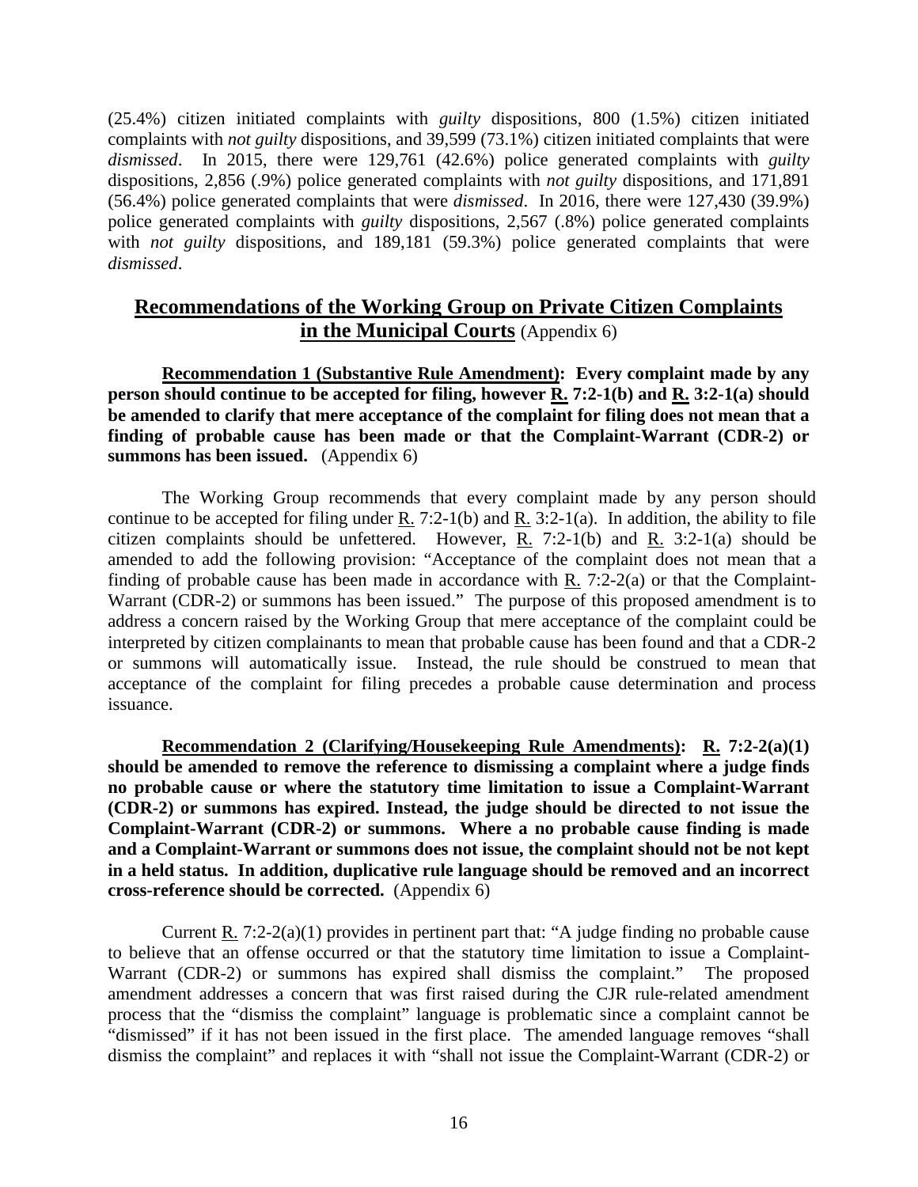(25.4%) citizen initiated complaints with *guilty* dispositions, 800 (1.5%) citizen initiated complaints with *not guilty* dispositions, and 39,599 (73.1%) citizen initiated complaints that were *dismissed*. In 2015, there were 129,761 (42.6%) police generated complaints with *guilty* dispositions, 2,856 (.9%) police generated complaints with *not guilty* dispositions, and 171,891 (56.4%) police generated complaints that were *dismissed*. In 2016, there were 127,430 (39.9%) police generated complaints with *guilty* dispositions, 2,567 (.8%) police generated complaints with *not guilty* dispositions, and 189,181 (59.3%) police generated complaints that were *dismissed*.

## **Recommendations of the Working Group on Private Citizen Complaints in the Municipal Courts** (Appendix 6)

**Recommendation 1 (Substantive Rule Amendment): Every complaint made by any person should continue to be accepted for filing, however R. 7:2-1(b) and R. 3:2-1(a) should be amended to clarify that mere acceptance of the complaint for filing does not mean that a finding of probable cause has been made or that the Complaint-Warrant (CDR-2) or summons has been issued.** (Appendix 6)

The Working Group recommends that every complaint made by any person should continue to be accepted for filing under R. 7:2-1(b) and R. 3:2-1(a). In addition, the ability to file citizen complaints should be unfettered. However, R. 7:2-1(b) and R. 3:2-1(a) should be amended to add the following provision: "Acceptance of the complaint does not mean that a finding of probable cause has been made in accordance with R. 7:2-2(a) or that the Complaint-Warrant (CDR-2) or summons has been issued." The purpose of this proposed amendment is to address a concern raised by the Working Group that mere acceptance of the complaint could be interpreted by citizen complainants to mean that probable cause has been found and that a CDR-2 or summons will automatically issue. Instead, the rule should be construed to mean that acceptance of the complaint for filing precedes a probable cause determination and process issuance.

**Recommendation 2 (Clarifying/Housekeeping Rule Amendments): R. 7:2-2(a)(1) should be amended to remove the reference to dismissing a complaint where a judge finds no probable cause or where the statutory time limitation to issue a Complaint-Warrant (CDR-2) or summons has expired. Instead, the judge should be directed to not issue the Complaint-Warrant (CDR-2) or summons. Where a no probable cause finding is made and a Complaint-Warrant or summons does not issue, the complaint should not be not kept in a held status. In addition, duplicative rule language should be removed and an incorrect cross-reference should be corrected.** (Appendix 6)

Current R. 7:2-2(a)(1) provides in pertinent part that: "A judge finding no probable cause to believe that an offense occurred or that the statutory time limitation to issue a Complaint-Warrant (CDR-2) or summons has expired shall dismiss the complaint." The proposed amendment addresses a concern that was first raised during the CJR rule-related amendment process that the "dismiss the complaint" language is problematic since a complaint cannot be "dismissed" if it has not been issued in the first place. The amended language removes "shall dismiss the complaint" and replaces it with "shall not issue the Complaint-Warrant (CDR-2) or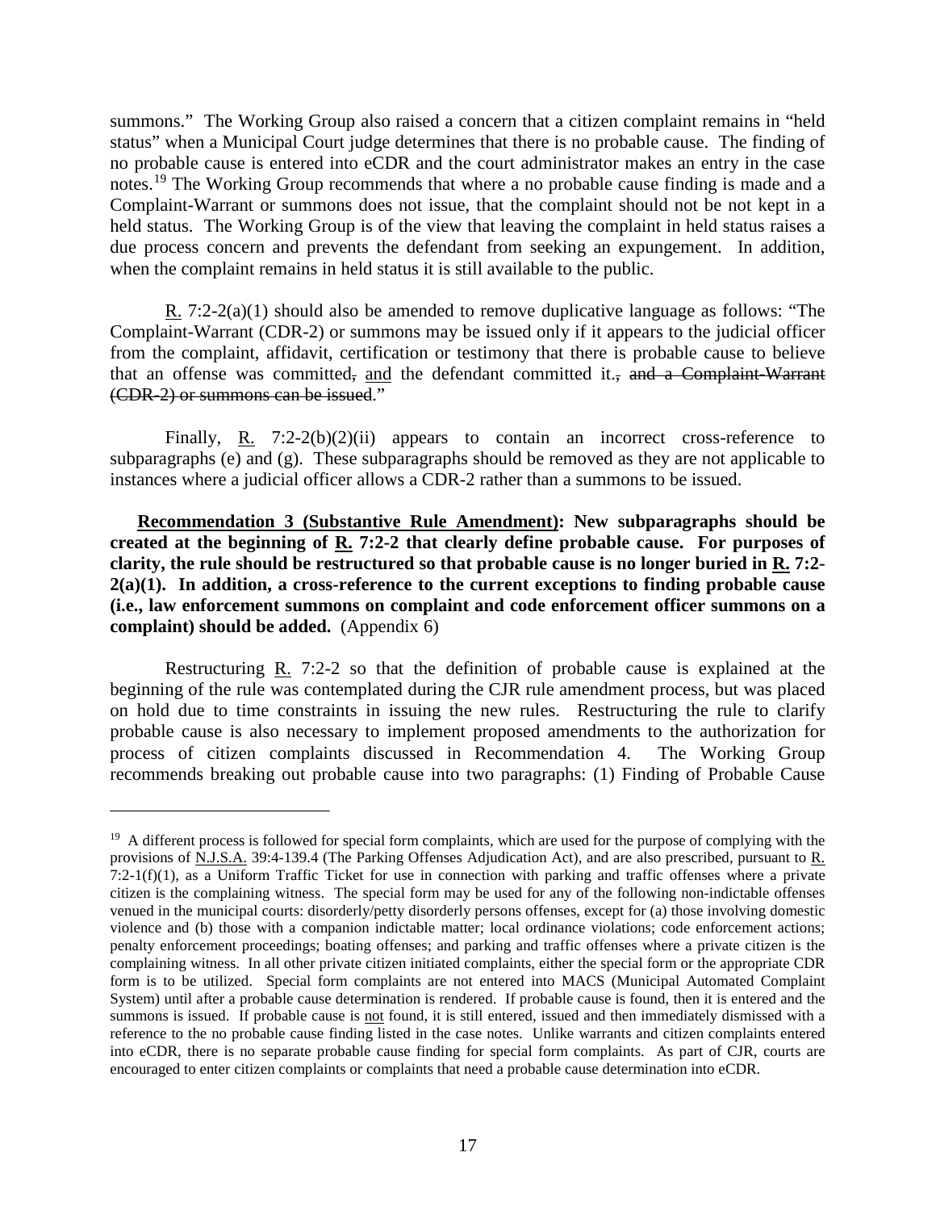summons." The Working Group also raised a concern that a citizen complaint remains in "held status" when a Municipal Court judge determines that there is no probable cause. The finding of no probable cause is entered into eCDR and the court administrator makes an entry in the case notes.[19] The Working Group recommends that where a no probable cause finding is made and a Complaint-Warrant or summons does not issue, that the complaint should not be not kept in a held status. The Working Group is of the view that leaving the complaint in held status raises a due process concern and prevents the defendant from seeking an expungement. In addition, when the complaint remains in held status it is still available to the public.

R. 7:2-2(a)(1) should also be amended to remove duplicative language as follows: "The Complaint-Warrant (CDR-2) or summons may be issued only if it appears to the judicial officer from the complaint, affidavit, certification or testimony that there is probable cause to believe that an offense was committed~~,~~ and the defendant committed it.~~, and a Complaint-Warrant (CDR-2) or summons can be issued~~."

Finally, R. 7:2-2(b)(2)(ii) appears to contain an incorrect cross-reference to subparagraphs (e) and (g). These subparagraphs should be removed as they are not applicable to instances where a judicial officer allows a CDR-2 rather than a summons to be issued.

**Recommendation 3 (Substantive Rule Amendment): New subparagraphs should be created at the beginning of R. 7:2-2 that clearly define probable cause. For purposes of clarity, the rule should be restructured so that probable cause is no longer buried in R. 7:2-2(a)(1). In addition, a cross-reference to the current exceptions to finding probable cause (i.e., law enforcement summons on complaint and code enforcement officer summons on a complaint) should be added.** (Appendix 6)

Restructuring R. 7:2-2 so that the definition of probable cause is explained at the beginning of the rule was contemplated during the CJR rule amendment process, but was placed on hold due to time constraints in issuing the new rules. Restructuring the rule to clarify probable cause is also necessary to implement proposed amendments to the authorization for process of citizen complaints discussed in Recommendation 4. The Working Group recommends breaking out probable cause into two paragraphs: (1) Finding of Probable Cause

---

[19] A different process is followed for special form complaints, which are used for the purpose of complying with the provisions of N.J.S.A. 39:4-139.4 (The Parking Offenses Adjudication Act), and are also prescribed, pursuant to R. 7:2-1(f)(1), as a Uniform Traffic Ticket for use in connection with parking and traffic offenses where a private citizen is the complaining witness. The special form may be used for any of the following non-indictable offenses venued in the municipal courts: disorderly/petty disorderly persons offenses, except for (a) those involving domestic violence and (b) those with a companion indictable matter; local ordinance violations; code enforcement actions; penalty enforcement proceedings; boating offenses; and parking and traffic offenses where a private citizen is the complaining witness. In all other private citizen initiated complaints, either the special form or the appropriate CDR form is to be utilized. Special form complaints are not entered into MACS (Municipal Automated Complaint System) until after a probable cause determination is rendered. If probable cause is found, then it is entered and the summons is issued. If probable cause is not found, it is still entered, issued and then immediately dismissed with a reference to the no probable cause finding listed in the case notes. Unlike warrants and citizen complaints entered into eCDR, there is no separate probable cause finding for special form complaints. As part of CJR, courts are encouraged to enter citizen complaints or complaints that need a probable cause determination into eCDR.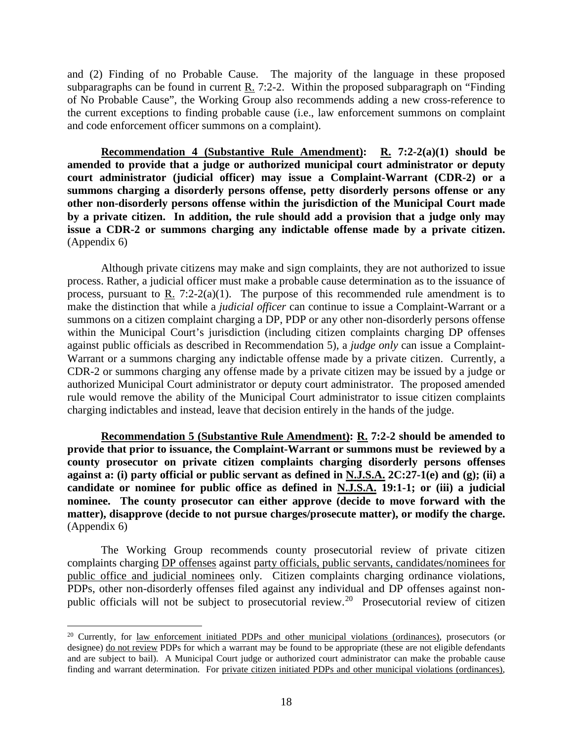and (2) Finding of no Probable Cause. The majority of the language in these proposed subparagraphs can be found in current R. 7:2-2. Within the proposed subparagraph on "Finding of No Probable Cause", the Working Group also recommends adding a new cross-reference to the current exceptions to finding probable cause (i.e., law enforcement summons on complaint and code enforcement officer summons on a complaint).

**Recommendation 4 (Substantive Rule Amendment): R. 7:2-2(a)(1) should be amended to provide that a judge or authorized municipal court administrator or deputy court administrator (judicial officer) may issue a Complaint-Warrant (CDR-2) or a summons charging a disorderly persons offense, petty disorderly persons offense or any other non-disorderly persons offense within the jurisdiction of the Municipal Court made by a private citizen. In addition, the rule should add a provision that a judge only may issue a CDR-2 or summons charging any indictable offense made by a private citizen.** (Appendix 6)

Although private citizens may make and sign complaints, they are not authorized to issue process. Rather, a judicial officer must make a probable cause determination as to the issuance of process, pursuant to R. 7:2-2(a)(1). The purpose of this recommended rule amendment is to make the distinction that while a *judicial officer* can continue to issue a Complaint-Warrant or a summons on a citizen complaint charging a DP, PDP or any other non-disorderly persons offense within the Municipal Court's jurisdiction (including citizen complaints charging DP offenses against public officials as described in Recommendation 5), a *judge only* can issue a Complaint-Warrant or a summons charging any indictable offense made by a private citizen. Currently, a CDR-2 or summons charging any offense made by a private citizen may be issued by a judge or authorized Municipal Court administrator or deputy court administrator. The proposed amended rule would remove the ability of the Municipal Court administrator to issue citizen complaints charging indictables and instead, leave that decision entirely in the hands of the judge.

**Recommendation 5 (Substantive Rule Amendment): R. 7:2-2 should be amended to provide that prior to issuance, the Complaint-Warrant or summons must be reviewed by a county prosecutor on private citizen complaints charging disorderly persons offenses against a: (i) party official or public servant as defined in N.J.S.A. 2C:27-1(e) and (g); (ii) a candidate or nominee for public office as defined in N.J.S.A. 19:1-1; or (iii) a judicial nominee. The county prosecutor can either approve (decide to move forward with the matter), disapprove (decide to not pursue charges/prosecute matter), or modify the charge.** (Appendix 6)

The Working Group recommends county prosecutorial review of private citizen complaints charging DP offenses against party officials, public servants, candidates/nominees for public office and judicial nominees only. Citizen complaints charging ordinance violations, PDPs, other non-disorderly offenses filed against any individual and DP offenses against non-public officials will not be subject to prosecutorial review.[20] Prosecutorial review of citizen

[20] Currently, for law enforcement initiated PDPs and other municipal violations (ordinances), prosecutors (or designee) do not review PDPs for which a warrant may be found to be appropriate (these are not eligible defendants and are subject to bail). A Municipal Court judge or authorized court administrator can make the probable cause finding and warrant determination. For private citizen initiated PDPs and other municipal violations (ordinances),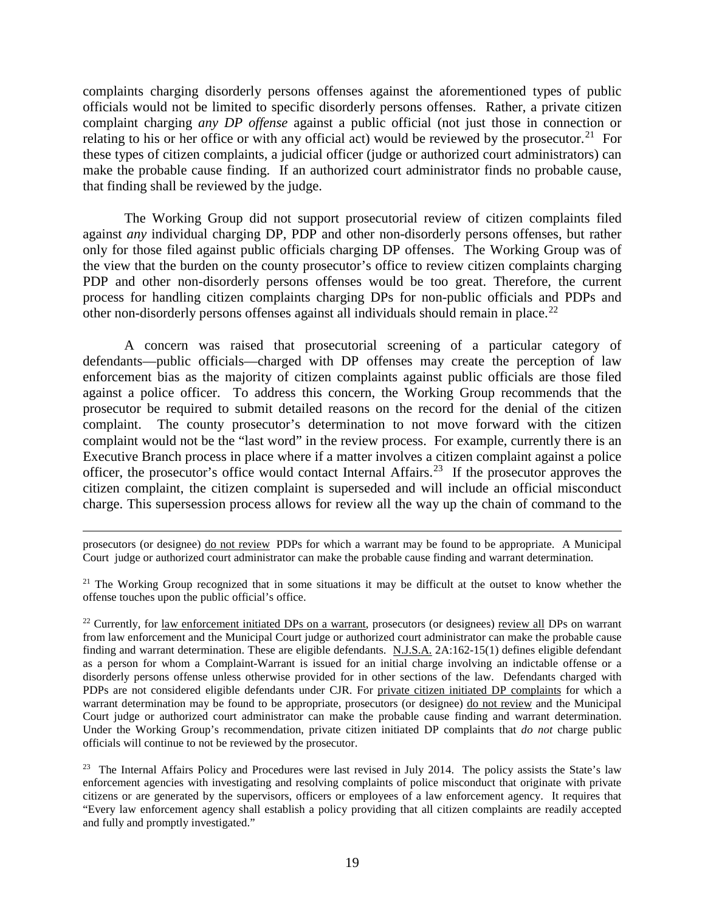complaints charging disorderly persons offenses against the aforementioned types of public officials would not be limited to specific disorderly persons offenses. Rather, a private citizen complaint charging *any DP offense* against a public official (not just those in connection or relating to his or her office or with any official act) would be reviewed by the prosecutor.[21] For these types of citizen complaints, a judicial officer (judge or authorized court administrators) can make the probable cause finding. If an authorized court administrator finds no probable cause, that finding shall be reviewed by the judge.

The Working Group did not support prosecutorial review of citizen complaints filed against *any* individual charging DP, PDP and other non-disorderly persons offenses, but rather only for those filed against public officials charging DP offenses. The Working Group was of the view that the burden on the county prosecutor's office to review citizen complaints charging PDP and other non-disorderly persons offenses would be too great. Therefore, the current process for handling citizen complaints charging DPs for non-public officials and PDPs and other non-disorderly persons offenses against all individuals should remain in place.[22]

A concern was raised that prosecutorial screening of a particular category of defendants—public officials—charged with DP offenses may create the perception of law enforcement bias as the majority of citizen complaints against public officials are those filed against a police officer. To address this concern, the Working Group recommends that the prosecutor be required to submit detailed reasons on the record for the denial of the citizen complaint. The county prosecutor's determination to not move forward with the citizen complaint would not be the "last word" in the review process. For example, currently there is an Executive Branch process in place where if a matter involves a citizen complaint against a police officer, the prosecutor's office would contact Internal Affairs.[23] If the prosecutor approves the citizen complaint, the citizen complaint is superseded and will include an official misconduct charge. This supersession process allows for review all the way up the chain of command to the

---

prosecutors (or designee) <u>do not review</u> PDPs for which a warrant may be found to be appropriate. A Municipal Court judge or authorized court administrator can make the probable cause finding and warrant determination.

[21] The Working Group recognized that in some situations it may be difficult at the outset to know whether the offense touches upon the public official's office.

[22] Currently, for <u>law enforcement initiated DPs on a warrant</u>, prosecutors (or designees) <u>review all</u> DPs on warrant from law enforcement and the Municipal Court judge or authorized court administrator can make the probable cause finding and warrant determination. These are eligible defendants. <u>N.J.S.A.</u> 2A:162-15(1) defines eligible defendant as a person for whom a Complaint-Warrant is issued for an initial charge involving an indictable offense or a disorderly persons offense unless otherwise provided for in other sections of the law. Defendants charged with PDPs are not considered eligible defendants under CJR. For <u>private citizen initiated DP complaints</u> for which a warrant determination may be found to be appropriate, prosecutors (or designee) <u>do not review</u> and the Municipal Court judge or authorized court administrator can make the probable cause finding and warrant determination. Under the Working Group's recommendation, private citizen initiated DP complaints that *do not* charge public officials will continue to not be reviewed by the prosecutor.

[23] The Internal Affairs Policy and Procedures were last revised in July 2014. The policy assists the State's law enforcement agencies with investigating and resolving complaints of police misconduct that originate with private citizens or are generated by the supervisors, officers or employees of a law enforcement agency. It requires that "Every law enforcement agency shall establish a policy providing that all citizen complaints are readily accepted and fully and promptly investigated."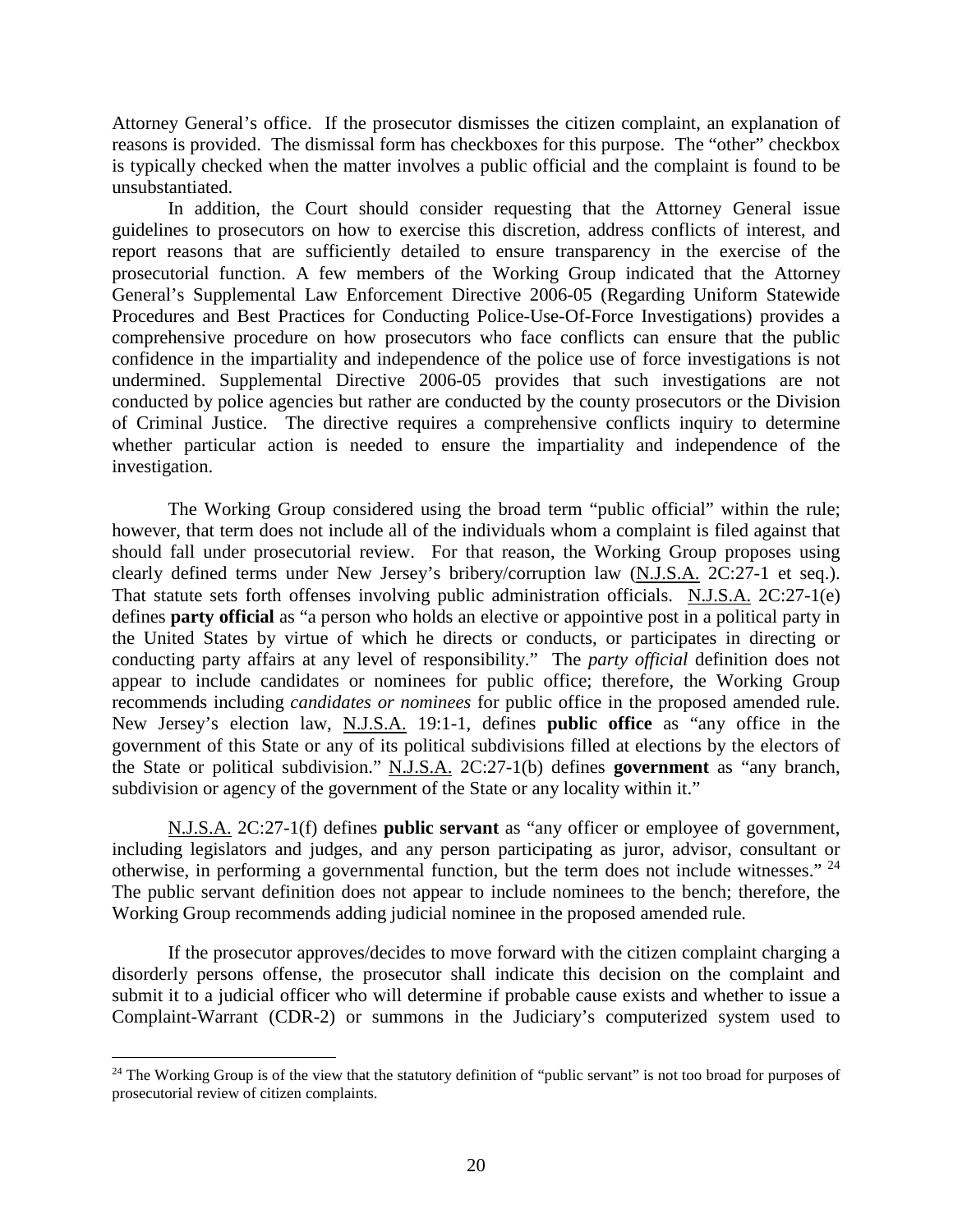Attorney General's office. If the prosecutor dismisses the citizen complaint, an explanation of reasons is provided. The dismissal form has checkboxes for this purpose. The "other" checkbox is typically checked when the matter involves a public official and the complaint is found to be unsubstantiated.

In addition, the Court should consider requesting that the Attorney General issue guidelines to prosecutors on how to exercise this discretion, address conflicts of interest, and report reasons that are sufficiently detailed to ensure transparency in the exercise of the prosecutorial function. A few members of the Working Group indicated that the Attorney General's Supplemental Law Enforcement Directive 2006-05 (Regarding Uniform Statewide Procedures and Best Practices for Conducting Police-Use-Of-Force Investigations) provides a comprehensive procedure on how prosecutors who face conflicts can ensure that the public confidence in the impartiality and independence of the police use of force investigations is not undermined. Supplemental Directive 2006-05 provides that such investigations are not conducted by police agencies but rather are conducted by the county prosecutors or the Division of Criminal Justice. The directive requires a comprehensive conflicts inquiry to determine whether particular action is needed to ensure the impartiality and independence of the investigation.

The Working Group considered using the broad term "public official" within the rule; however, that term does not include all of the individuals whom a complaint is filed against that should fall under prosecutorial review. For that reason, the Working Group proposes using clearly defined terms under New Jersey's bribery/corruption law (N.J.S.A. 2C:27-1 et seq.). That statute sets forth offenses involving public administration officials. N.J.S.A. 2C:27-1(e) defines **party official** as "a person who holds an elective or appointive post in a political party in the United States by virtue of which he directs or conducts, or participates in directing or conducting party affairs at any level of responsibility." The *party official* definition does not appear to include candidates or nominees for public office; therefore, the Working Group recommends including *candidates or nominees* for public office in the proposed amended rule. New Jersey's election law, N.J.S.A. 19:1-1, defines **public office** as "any office in the government of this State or any of its political subdivisions filled at elections by the electors of the State or political subdivision." N.J.S.A. 2C:27-1(b) defines **government** as "any branch, subdivision or agency of the government of the State or any locality within it."

N.J.S.A. 2C:27-1(f) defines **public servant** as "any officer or employee of government, including legislators and judges, and any person participating as juror, advisor, consultant or otherwise, in performing a governmental function, but the term does not include witnesses." [24] The public servant definition does not appear to include nominees to the bench; therefore, the Working Group recommends adding judicial nominee in the proposed amended rule.

If the prosecutor approves/decides to move forward with the citizen complaint charging a disorderly persons offense, the prosecutor shall indicate this decision on the complaint and submit it to a judicial officer who will determine if probable cause exists and whether to issue a Complaint-Warrant (CDR-2) or summons in the Judiciary's computerized system used to

[24] The Working Group is of the view that the statutory definition of "public servant" is not too broad for purposes of prosecutorial review of citizen complaints.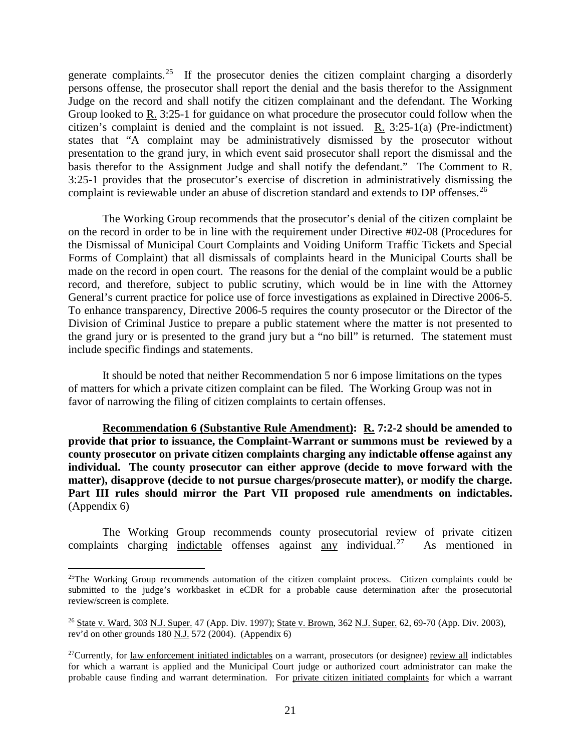generate complaints.[25] If the prosecutor denies the citizen complaint charging a disorderly persons offense, the prosecutor shall report the denial and the basis therefor to the Assignment Judge on the record and shall notify the citizen complainant and the defendant. The Working Group looked to R. 3:25-1 for guidance on what procedure the prosecutor could follow when the citizen's complaint is denied and the complaint is not issued. R. 3:25-1(a) (Pre-indictment) states that "A complaint may be administratively dismissed by the prosecutor without presentation to the grand jury, in which event said prosecutor shall report the dismissal and the basis therefor to the Assignment Judge and shall notify the defendant." The Comment to R. 3:25-1 provides that the prosecutor's exercise of discretion in administratively dismissing the complaint is reviewable under an abuse of discretion standard and extends to DP offenses.[26]

The Working Group recommends that the prosecutor's denial of the citizen complaint be on the record in order to be in line with the requirement under Directive #02-08 (Procedures for the Dismissal of Municipal Court Complaints and Voiding Uniform Traffic Tickets and Special Forms of Complaint) that all dismissals of complaints heard in the Municipal Courts shall be made on the record in open court. The reasons for the denial of the complaint would be a public record, and therefore, subject to public scrutiny, which would be in line with the Attorney General's current practice for police use of force investigations as explained in Directive 2006-5. To enhance transparency, Directive 2006-5 requires the county prosecutor or the Director of the Division of Criminal Justice to prepare a public statement where the matter is not presented to the grand jury or is presented to the grand jury but a "no bill" is returned. The statement must include specific findings and statements.

It should be noted that neither Recommendation 5 nor 6 impose limitations on the types of matters for which a private citizen complaint can be filed. The Working Group was not in favor of narrowing the filing of citizen complaints to certain offenses.

**Recommendation 6 (Substantive Rule Amendment): R. 7:2-2 should be amended to provide that prior to issuance, the Complaint-Warrant or summons must be reviewed by a county prosecutor on private citizen complaints charging any indictable offense against any individual. The county prosecutor can either approve (decide to move forward with the matter), disapprove (decide to not pursue charges/prosecute matter), or modify the charge. Part III rules should mirror the Part VII proposed rule amendments on indictables.** (Appendix 6)

The Working Group recommends county prosecutorial review of private citizen complaints charging indictable offenses against any individual.[27] As mentioned in

---

[25] The Working Group recommends automation of the citizen complaint process. Citizen complaints could be submitted to the judge's workbasket in eCDR for a probable cause determination after the prosecutorial review/screen is complete.

[26] State v. Ward, 303 N.J. Super. 47 (App. Div. 1997); State v. Brown, 362 N.J. Super. 62, 69-70 (App. Div. 2003), rev'd on other grounds 180 N.J. 572 (2004). (Appendix 6)

[27] Currently, for law enforcement initiated indictables on a warrant, prosecutors (or designee) review all indictables for which a warrant is applied and the Municipal Court judge or authorized court administrator can make the probable cause finding and warrant determination. For private citizen initiated complaints for which a warrant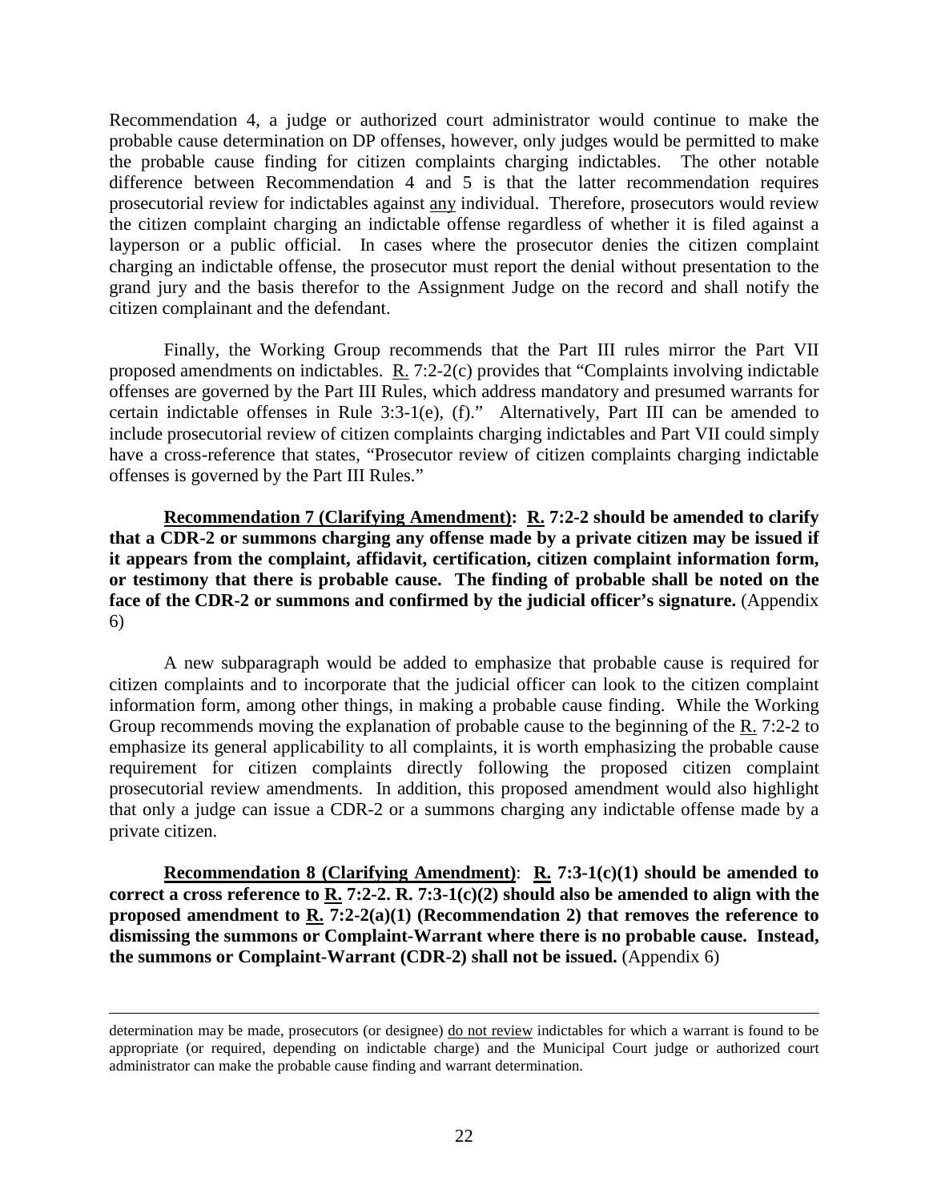Recommendation 4, a judge or authorized court administrator would continue to make the probable cause determination on DP offenses, however, only judges would be permitted to make the probable cause finding for citizen complaints charging indictables. The other notable difference between Recommendation 4 and 5 is that the latter recommendation requires prosecutorial review for indictables against any individual. Therefore, prosecutors would review the citizen complaint charging an indictable offense regardless of whether it is filed against a layperson or a public official. In cases where the prosecutor denies the citizen complaint charging an indictable offense, the prosecutor must report the denial without presentation to the grand jury and the basis therefor to the Assignment Judge on the record and shall notify the citizen complainant and the defendant.

Finally, the Working Group recommends that the Part III rules mirror the Part VII proposed amendments on indictables. R. 7:2-2(c) provides that "Complaints involving indictable offenses are governed by the Part III Rules, which address mandatory and presumed warrants for certain indictable offenses in Rule 3:3-1(e), (f)." Alternatively, Part III can be amended to include prosecutorial review of citizen complaints charging indictables and Part VII could simply have a cross-reference that states, "Prosecutor review of citizen complaints charging indictable offenses is governed by the Part III Rules."

**Recommendation 7 (Clarifying Amendment): R. 7:2-2 should be amended to clarify that a CDR-2 or summons charging any offense made by a private citizen may be issued if it appears from the complaint, affidavit, certification, citizen complaint information form, or testimony that there is probable cause. The finding of probable shall be noted on the face of the CDR-2 or summons and confirmed by the judicial officer's signature.** (Appendix 6)

A new subparagraph would be added to emphasize that probable cause is required for citizen complaints and to incorporate that the judicial officer can look to the citizen complaint information form, among other things, in making a probable cause finding. While the Working Group recommends moving the explanation of probable cause to the beginning of the R. 7:2-2 to emphasize its general applicability to all complaints, it is worth emphasizing the probable cause requirement for citizen complaints directly following the proposed citizen complaint prosecutorial review amendments. In addition, this proposed amendment would also highlight that only a judge can issue a CDR-2 or a summons charging any indictable offense made by a private citizen.

**Recommendation 8 (Clarifying Amendment): R. 7:3-1(c)(1) should be amended to correct a cross reference to R. 7:2-2. R. 7:3-1(c)(2) should also be amended to align with the proposed amendment to R. 7:2-2(a)(1) (Recommendation 2) that removes the reference to dismissing the summons or Complaint-Warrant where there is no probable cause. Instead, the summons or Complaint-Warrant (CDR-2) shall not be issued.** (Appendix 6)

---

determination may be made, prosecutors (or designee) do not review indictables for which a warrant is found to be appropriate (or required, depending on indictable charge) and the Municipal Court judge or authorized court administrator can make the probable cause finding and warrant determination.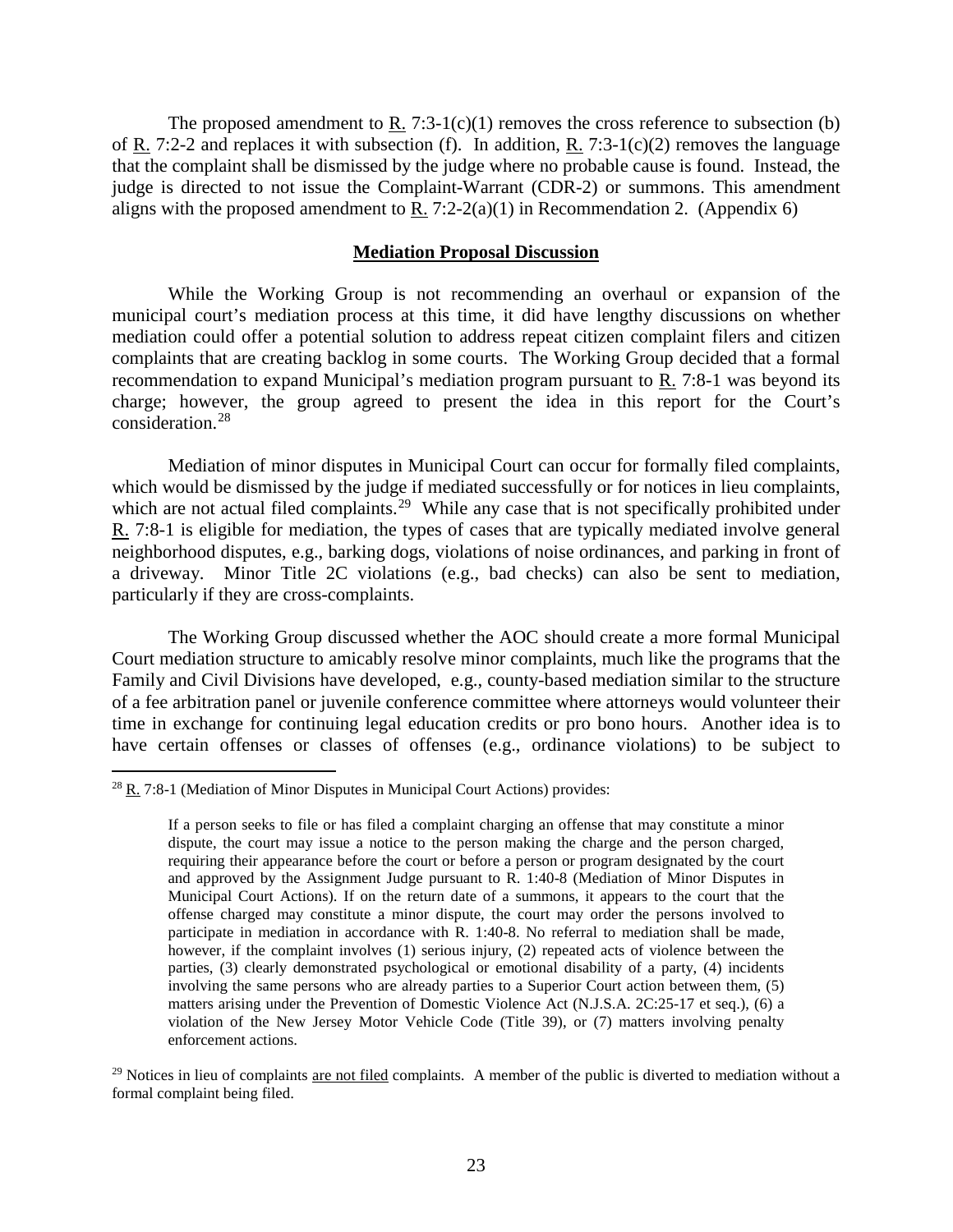The proposed amendment to R. 7:3-1(c)(1) removes the cross reference to subsection (b) of R. 7:2-2 and replaces it with subsection (f). In addition, R. 7:3-1(c)(2) removes the language that the complaint shall be dismissed by the judge where no probable cause is found. Instead, the judge is directed to not issue the Complaint-Warrant (CDR-2) or summons. This amendment aligns with the proposed amendment to R. 7:2-2(a)(1) in Recommendation 2. (Appendix 6)

## Mediation Proposal Discussion

While the Working Group is not recommending an overhaul or expansion of the municipal court's mediation process at this time, it did have lengthy discussions on whether mediation could offer a potential solution to address repeat citizen complaint filers and citizen complaints that are creating backlog in some courts. The Working Group decided that a formal recommendation to expand Municipal's mediation program pursuant to R. 7:8-1 was beyond its charge; however, the group agreed to present the idea in this report for the Court's consideration.[28]

Mediation of minor disputes in Municipal Court can occur for formally filed complaints, which would be dismissed by the judge if mediated successfully or for notices in lieu complaints, which are not actual filed complaints.[29] While any case that is not specifically prohibited under R. 7:8-1 is eligible for mediation, the types of cases that are typically mediated involve general neighborhood disputes, e.g., barking dogs, violations of noise ordinances, and parking in front of a driveway. Minor Title 2C violations (e.g., bad checks) can also be sent to mediation, particularly if they are cross-complaints.

The Working Group discussed whether the AOC should create a more formal Municipal Court mediation structure to amicably resolve minor complaints, much like the programs that the Family and Civil Divisions have developed, e.g., county-based mediation similar to the structure of a fee arbitration panel or juvenile conference committee where attorneys would volunteer their time in exchange for continuing legal education credits or pro bono hours. Another idea is to have certain offenses or classes of offenses (e.g., ordinance violations) to be subject to

---

[28] R. 7:8-1 (Mediation of Minor Disputes in Municipal Court Actions) provides:

> If a person seeks to file or has filed a complaint charging an offense that may constitute a minor dispute, the court may issue a notice to the person making the charge and the person charged, requiring their appearance before the court or before a person or program designated by the court and approved by the Assignment Judge pursuant to R. 1:40-8 (Mediation of Minor Disputes in Municipal Court Actions). If on the return date of a summons, it appears to the court that the offense charged may constitute a minor dispute, the court may order the persons involved to participate in mediation in accordance with R. 1:40-8. No referral to mediation shall be made, however, if the complaint involves (1) serious injury, (2) repeated acts of violence between the parties, (3) clearly demonstrated psychological or emotional disability of a party, (4) incidents involving the same persons who are already parties to a Superior Court action between them, (5) matters arising under the Prevention of Domestic Violence Act (N.J.S.A. 2C:25-17 et seq.), (6) a violation of the New Jersey Motor Vehicle Code (Title 39), or (7) matters involving penalty enforcement actions.

[29] Notices in lieu of complaints are not filed complaints. A member of the public is diverted to mediation without a formal complaint being filed.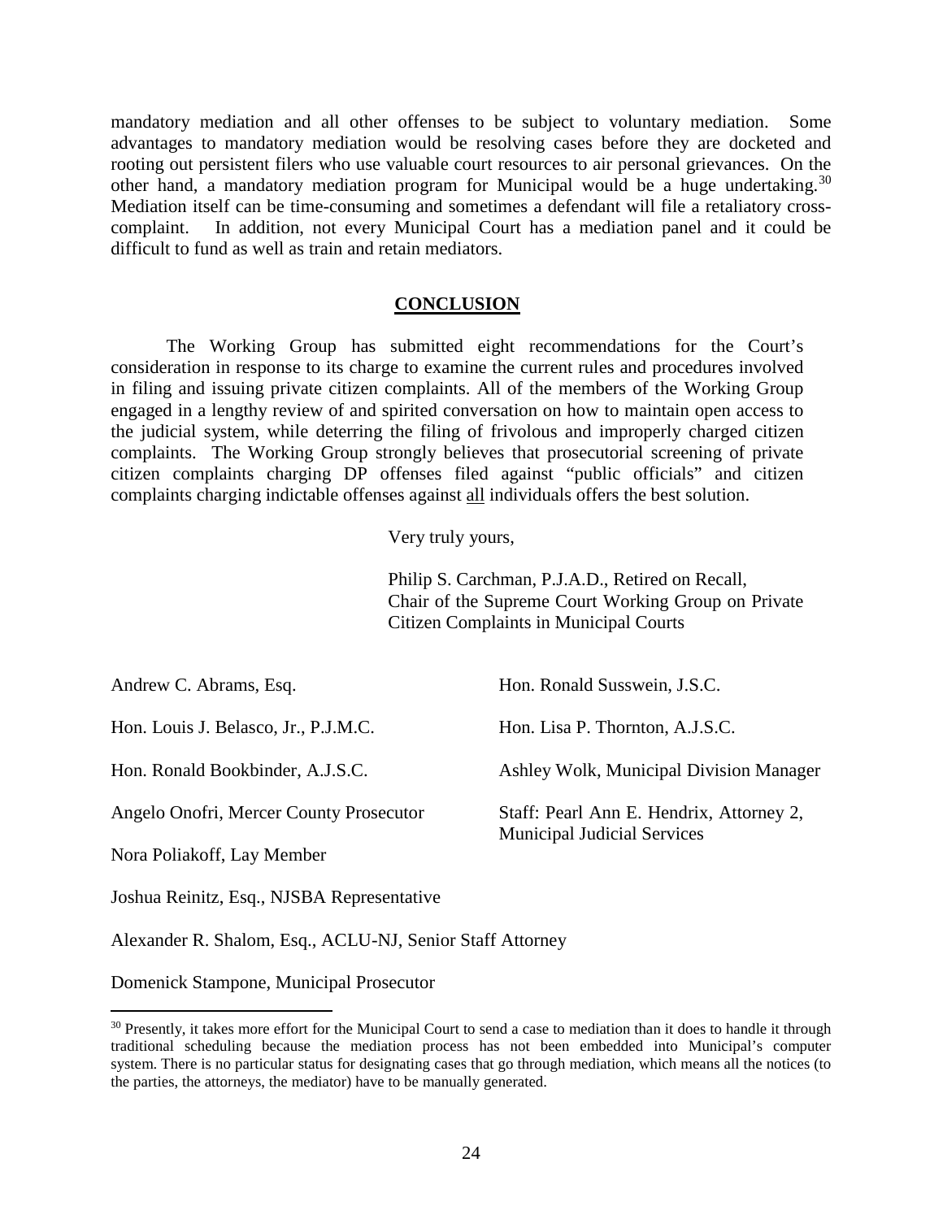mandatory mediation and all other offenses to be subject to voluntary mediation. Some advantages to mandatory mediation would be resolving cases before they are docketed and rooting out persistent filers who use valuable court resources to air personal grievances. On the other hand, a mandatory mediation program for Municipal would be a huge undertaking.[30] Mediation itself can be time-consuming and sometimes a defendant will file a retaliatory cross-complaint. In addition, not every Municipal Court has a mediation panel and it could be difficult to fund as well as train and retain mediators.

## CONCLUSION

The Working Group has submitted eight recommendations for the Court's consideration in response to its charge to examine the current rules and procedures involved in filing and issuing private citizen complaints. All of the members of the Working Group engaged in a lengthy review of and spirited conversation on how to maintain open access to the judicial system, while deterring the filing of frivolous and improperly charged citizen complaints. The Working Group strongly believes that prosecutorial screening of private citizen complaints charging DP offenses filed against "public officials" and citizen complaints charging indictable offenses against <u>all</u> individuals offers the best solution.

Very truly yours,

Philip S. Carchman, P.J.A.D., Retired on Recall,
Chair of the Supreme Court Working Group on Private Citizen Complaints in Municipal Courts

Andrew C. Abrams, Esq.

Hon. Louis J. Belasco, Jr., P.J.M.C.

Hon. Ronald Bookbinder, A.J.S.C.

Angelo Onofri, Mercer County Prosecutor

Nora Poliakoff, Lay Member

Joshua Reinitz, Esq., NJSBA Representative

Alexander R. Shalom, Esq., ACLU-NJ, Senior Staff Attorney

Domenick Stampone, Municipal Prosecutor

Hon. Ronald Susswein, J.S.C.

Hon. Lisa P. Thornton, A.J.S.C.

Ashley Wolk, Municipal Division Manager

Staff: Pearl Ann E. Hendrix, Attorney 2, Municipal Judicial Services

[30] Presently, it takes more effort for the Municipal Court to send a case to mediation than it does to handle it through traditional scheduling because the mediation process has not been embedded into Municipal's computer system. There is no particular status for designating cases that go through mediation, which means all the notices (to the parties, the attorneys, the mediator) have to be manually generated.